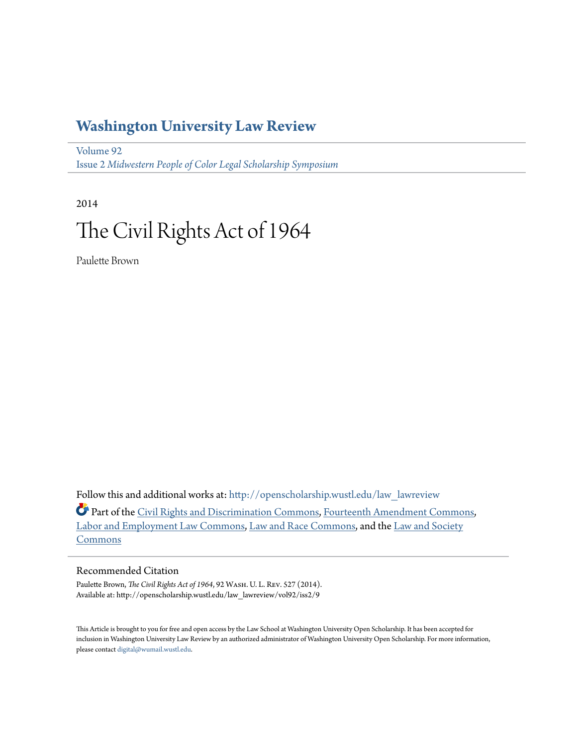# Washington University Law Review

Volume 92
Issue 2 *Midwestern People of Color Legal Scholarship Symposium*

2014

# The Civil Rights Act of 1964

Paulette Brown

Follow this and additional works at: http://openscholarship.wustl.edu/law_lawreview

Part of the Civil Rights and Discrimination Commons, Fourteenth Amendment Commons, Labor and Employment Law Commons, Law and Race Commons, and the Law and Society Commons

## Recommended Citation

Paulette Brown, *The Civil Rights Act of 1964*, 92 Wash. U. L. Rev. 527 (2014).
Available at: http://openscholarship.wustl.edu/law_lawreview/vol92/iss2/9

This Article is brought to you for free and open access by the Law School at Washington University Open Scholarship. It has been accepted for inclusion in Washington University Law Review by an authorized administrator of Washington University Open Scholarship. For more information, please contact digital@wumail.wustl.edu.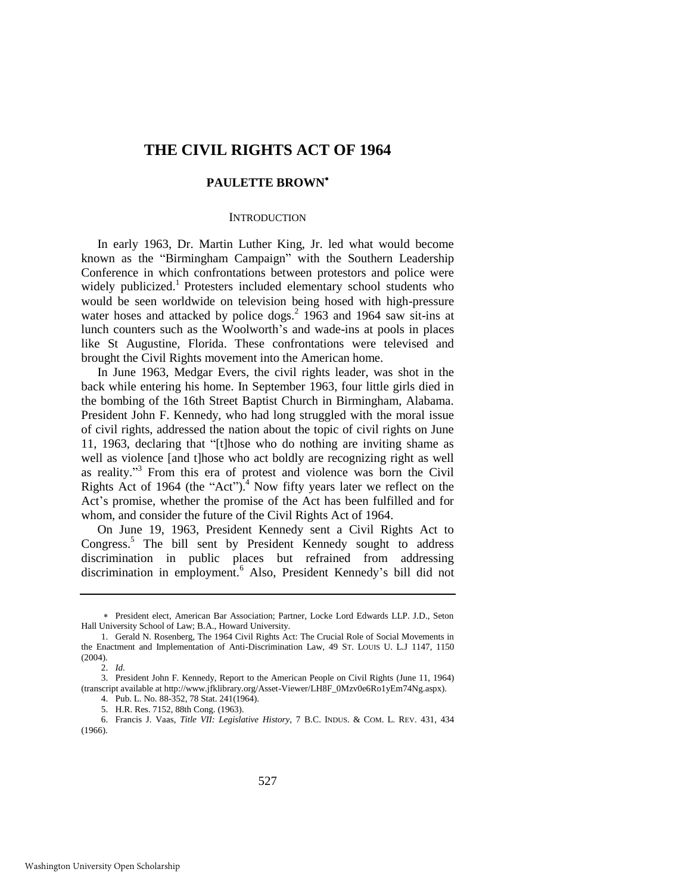# THE CIVIL RIGHTS ACT OF 1964

## PAULETTE BROWN*

### INTRODUCTION

In early 1963, Dr. Martin Luther King, Jr. led what would become known as the "Birmingham Campaign" with the Southern Leadership Conference in which confrontations between protestors and police were widely publicized.[1] Protesters included elementary school students who would be seen worldwide on television being hosed with high-pressure water hoses and attacked by police dogs.[2] 1963 and 1964 saw sit-ins at lunch counters such as the Woolworth's and wade-ins at pools in places like St Augustine, Florida. These confrontations were televised and brought the Civil Rights movement into the American home.

In June 1963, Medgar Evers, the civil rights leader, was shot in the back while entering his home. In September 1963, four little girls died in the bombing of the 16th Street Baptist Church in Birmingham, Alabama. President John F. Kennedy, who had long struggled with the moral issue of civil rights, addressed the nation about the topic of civil rights on June 11, 1963, declaring that "[t]hose who do nothing are inviting shame as well as violence [and t]hose who act boldly are recognizing right as well as reality."[3] From this era of protest and violence was born the Civil Rights Act of 1964 (the "Act").[4] Now fifty years later we reflect on the Act's promise, whether the promise of the Act has been fulfilled and for whom, and consider the future of the Civil Rights Act of 1964.

On June 19, 1963, President Kennedy sent a Civil Rights Act to Congress.[5] The bill sent by President Kennedy sought to address discrimination in public places but refrained from addressing discrimination in employment.[6] Also, President Kennedy's bill did not

---

\* President elect, American Bar Association; Partner, Locke Lord Edwards LLP. J.D., Seton Hall University School of Law; B.A., Howard University.

1. Gerald N. Rosenberg, The 1964 Civil Rights Act: The Crucial Role of Social Movements in the Enactment and Implementation of Anti-Discrimination Law, 49 ST. LOUIS U. L.J 1147, 1150 (2004).

2. *Id.*

3. President John F. Kennedy, Report to the American People on Civil Rights (June 11, 1964) (transcript available at http://www.jfklibrary.org/Asset-Viewer/LH8F_0Mzv0e6Ro1yEm74Ng.aspx).

4. Pub. L. No. 88-352, 78 Stat. 241(1964).

5. H.R. Res. 7152, 88th Cong. (1963).

6. Francis J. Vaas, *Title VII: Legislative History*, 7 B.C. INDUS. & COM. L. REV. 431, 434 (1966).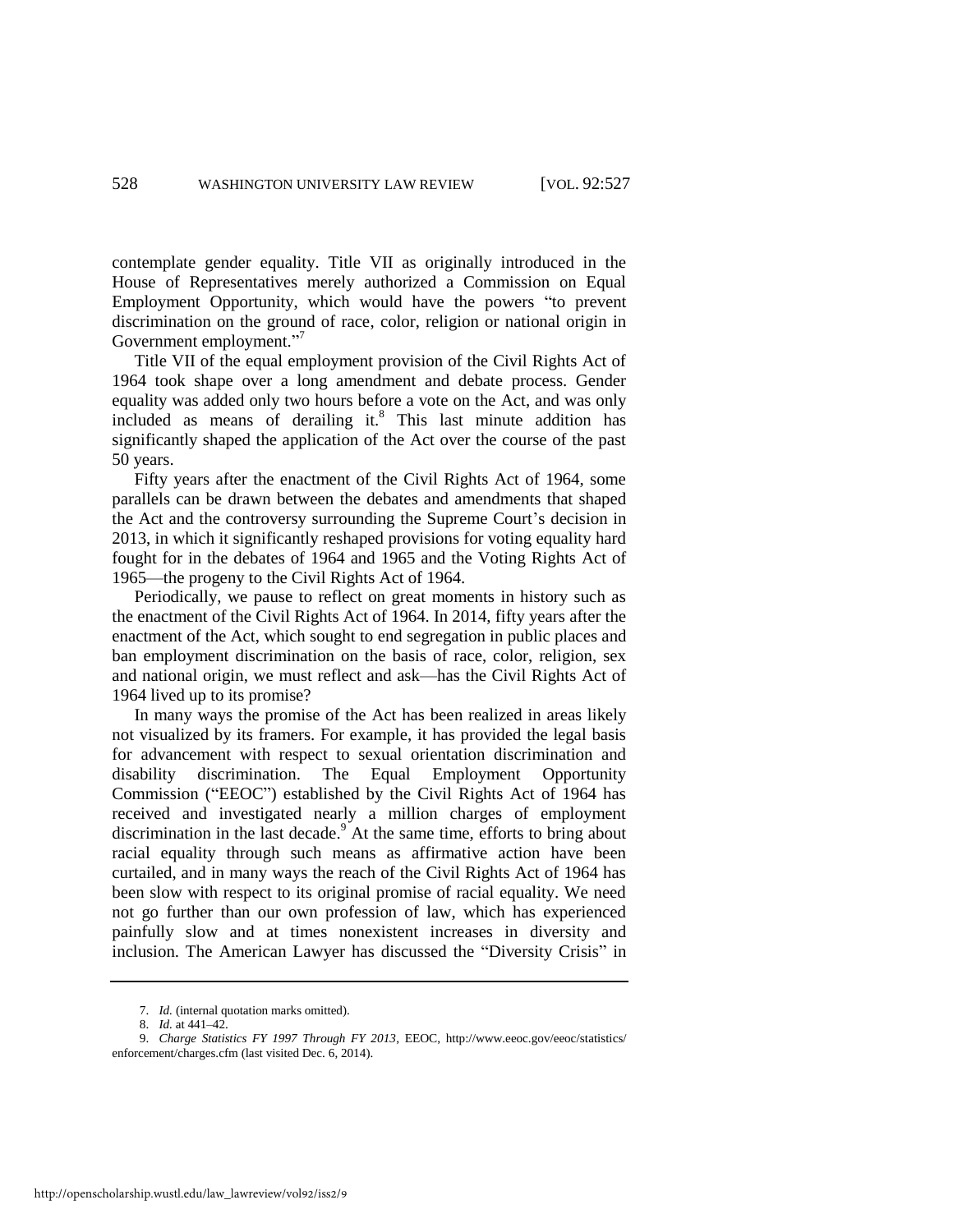contemplate gender equality. Title VII as originally introduced in the House of Representatives merely authorized a Commission on Equal Employment Opportunity, which would have the powers "to prevent discrimination on the ground of race, color, religion or national origin in Government employment."[7]

Title VII of the equal employment provision of the Civil Rights Act of 1964 took shape over a long amendment and debate process. Gender equality was added only two hours before a vote on the Act, and was only included as means of derailing it.[8] This last minute addition has significantly shaped the application of the Act over the course of the past 50 years.

Fifty years after the enactment of the Civil Rights Act of 1964, some parallels can be drawn between the debates and amendments that shaped the Act and the controversy surrounding the Supreme Court's decision in 2013, in which it significantly reshaped provisions for voting equality hard fought for in the debates of 1964 and 1965 and the Voting Rights Act of 1965—the progeny to the Civil Rights Act of 1964.

Periodically, we pause to reflect on great moments in history such as the enactment of the Civil Rights Act of 1964. In 2014, fifty years after the enactment of the Act, which sought to end segregation in public places and ban employment discrimination on the basis of race, color, religion, sex and national origin, we must reflect and ask—has the Civil Rights Act of 1964 lived up to its promise?

In many ways the promise of the Act has been realized in areas likely not visualized by its framers. For example, it has provided the legal basis for advancement with respect to sexual orientation discrimination and disability discrimination. The Equal Employment Opportunity Commission ("EEOC") established by the Civil Rights Act of 1964 has received and investigated nearly a million charges of employment discrimination in the last decade.[9] At the same time, efforts to bring about racial equality through such means as affirmative action have been curtailed, and in many ways the reach of the Civil Rights Act of 1964 has been slow with respect to its original promise of racial equality. We need not go further than our own profession of law, which has experienced painfully slow and at times nonexistent increases in diversity and inclusion. The American Lawyer has discussed the "Diversity Crisis" in

---

7. *Id.* (internal quotation marks omitted).

8. *Id.* at 441–42.

9. *Charge Statistics FY 1997 Through FY 2013*, EEOC, http://www.eeoc.gov/eeoc/statistics/enforcement/charges.cfm (last visited Dec. 6, 2014).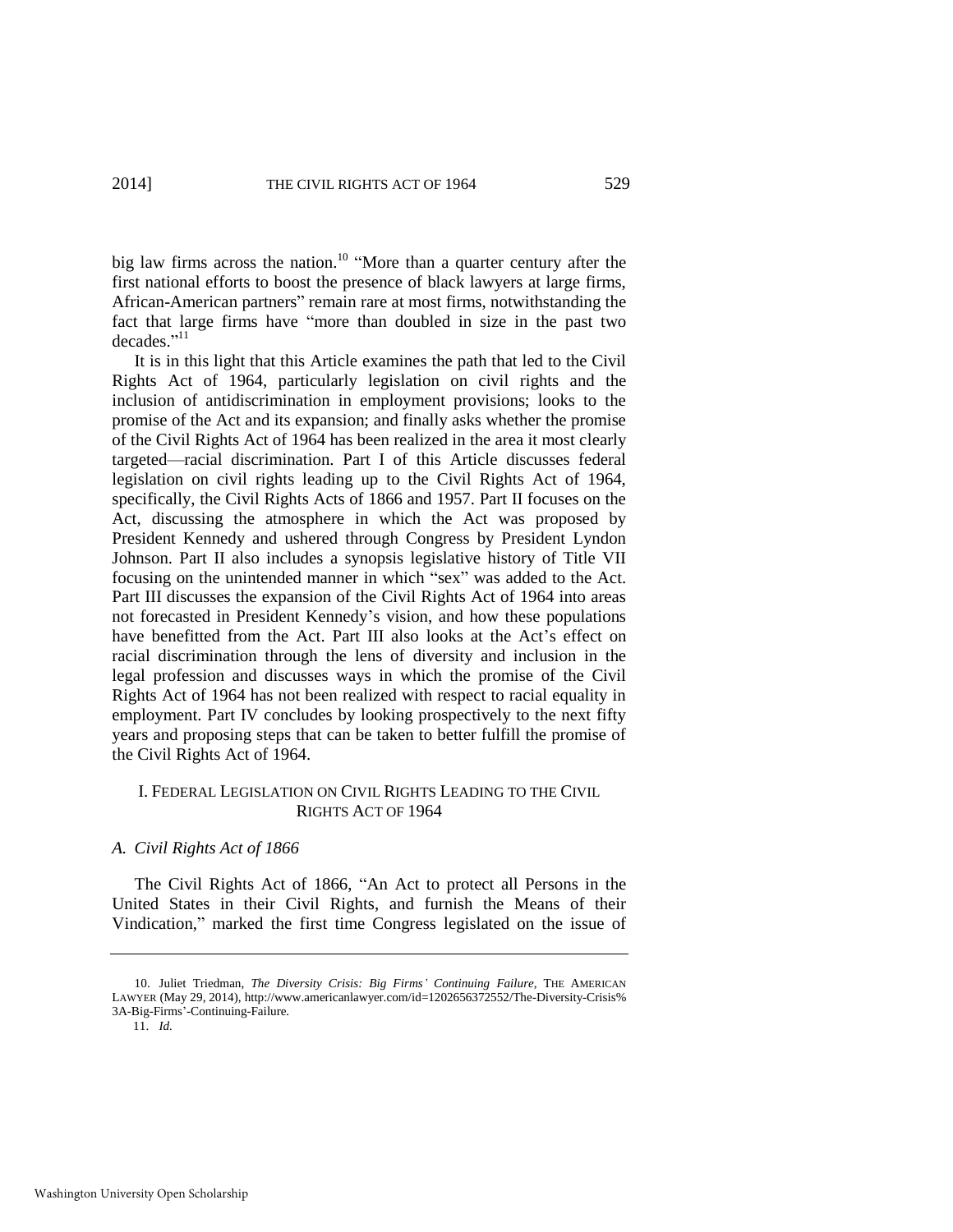big law firms across the nation.[10] "More than a quarter century after the first national efforts to boost the presence of black lawyers at large firms, African-American partners" remain rare at most firms, notwithstanding the fact that large firms have "more than doubled in size in the past two decades."[11]

It is in this light that this Article examines the path that led to the Civil Rights Act of 1964, particularly legislation on civil rights and the inclusion of antidiscrimination in employment provisions; looks to the promise of the Act and its expansion; and finally asks whether the promise of the Civil Rights Act of 1964 has been realized in the area it most clearly targeted—racial discrimination. Part I of this Article discusses federal legislation on civil rights leading up to the Civil Rights Act of 1964, specifically, the Civil Rights Acts of 1866 and 1957. Part II focuses on the Act, discussing the atmosphere in which the Act was proposed by President Kennedy and ushered through Congress by President Lyndon Johnson. Part II also includes a synopsis legislative history of Title VII focusing on the unintended manner in which "sex" was added to the Act. Part III discusses the expansion of the Civil Rights Act of 1964 into areas not forecasted in President Kennedy's vision, and how these populations have benefitted from the Act. Part III also looks at the Act's effect on racial discrimination through the lens of diversity and inclusion in the legal profession and discusses ways in which the promise of the Civil Rights Act of 1964 has not been realized with respect to racial equality in employment. Part IV concludes by looking prospectively to the next fifty years and proposing steps that can be taken to better fulfill the promise of the Civil Rights Act of 1964.

## I. FEDERAL LEGISLATION ON CIVIL RIGHTS LEADING TO THE CIVIL RIGHTS ACT OF 1964

### *A. Civil Rights Act of 1866*

The Civil Rights Act of 1866, "An Act to protect all Persons in the United States in their Civil Rights, and furnish the Means of their Vindication," marked the first time Congress legislated on the issue of

---

10. Juliet Triedman, *The Diversity Crisis: Big Firms' Continuing Failure*, THE AMERICAN LAWYER (May 29, 2014), http://www.americanlawyer.com/id=1202656372552/The-Diversity-Crisis%3A-Big-Firms'-Continuing-Failure.

11. *Id.*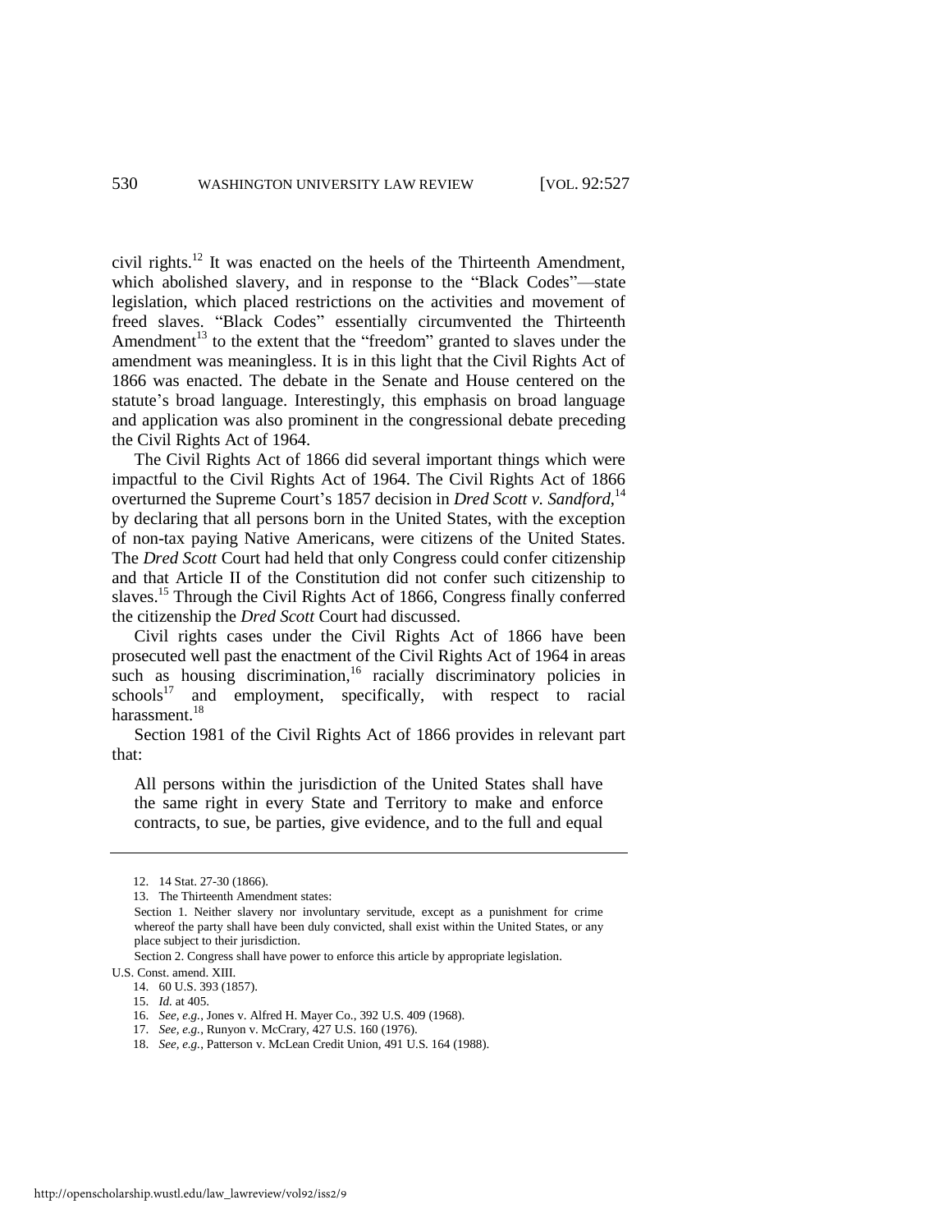civil rights.[12] It was enacted on the heels of the Thirteenth Amendment, which abolished slavery, and in response to the "Black Codes"—state legislation, which placed restrictions on the activities and movement of freed slaves. "Black Codes" essentially circumvented the Thirteenth Amendment[13] to the extent that the "freedom" granted to slaves under the amendment was meaningless. It is in this light that the Civil Rights Act of 1866 was enacted. The debate in the Senate and House centered on the statute's broad language. Interestingly, this emphasis on broad language and application was also prominent in the congressional debate preceding the Civil Rights Act of 1964.

The Civil Rights Act of 1866 did several important things which were impactful to the Civil Rights Act of 1964. The Civil Rights Act of 1866 overturned the Supreme Court's 1857 decision in *Dred Scott v. Sandford*,[14] by declaring that all persons born in the United States, with the exception of non-tax paying Native Americans, were citizens of the United States. The *Dred Scott* Court had held that only Congress could confer citizenship and that Article II of the Constitution did not confer such citizenship to slaves.[15] Through the Civil Rights Act of 1866, Congress finally conferred the citizenship the *Dred Scott* Court had discussed.

Civil rights cases under the Civil Rights Act of 1866 have been prosecuted well past the enactment of the Civil Rights Act of 1964 in areas such as housing discrimination,[16] racially discriminatory policies in schools[17] and employment, specifically, with respect to racial harassment.[18]

Section 1981 of the Civil Rights Act of 1866 provides in relevant part that:

> All persons within the jurisdiction of the United States shall have the same right in every State and Territory to make and enforce contracts, to sue, be parties, give evidence, and to the full and equal

---

12. 14 Stat. 27-30 (1866).

13. The Thirteenth Amendment states:

> Section 1. Neither slavery nor involuntary servitude, except as a punishment for crime whereof the party shall have been duly convicted, shall exist within the United States, or any place subject to their jurisdiction.
>
> Section 2. Congress shall have power to enforce this article by appropriate legislation.

U.S. Const. amend. XIII.

14. 60 U.S. 393 (1857).

15. *Id.* at 405.

16. *See, e.g.*, Jones v. Alfred H. Mayer Co., 392 U.S. 409 (1968).

17. *See, e.g.*, Runyon v. McCrary, 427 U.S. 160 (1976).

18. *See, e.g.*, Patterson v. McLean Credit Union, 491 U.S. 164 (1988).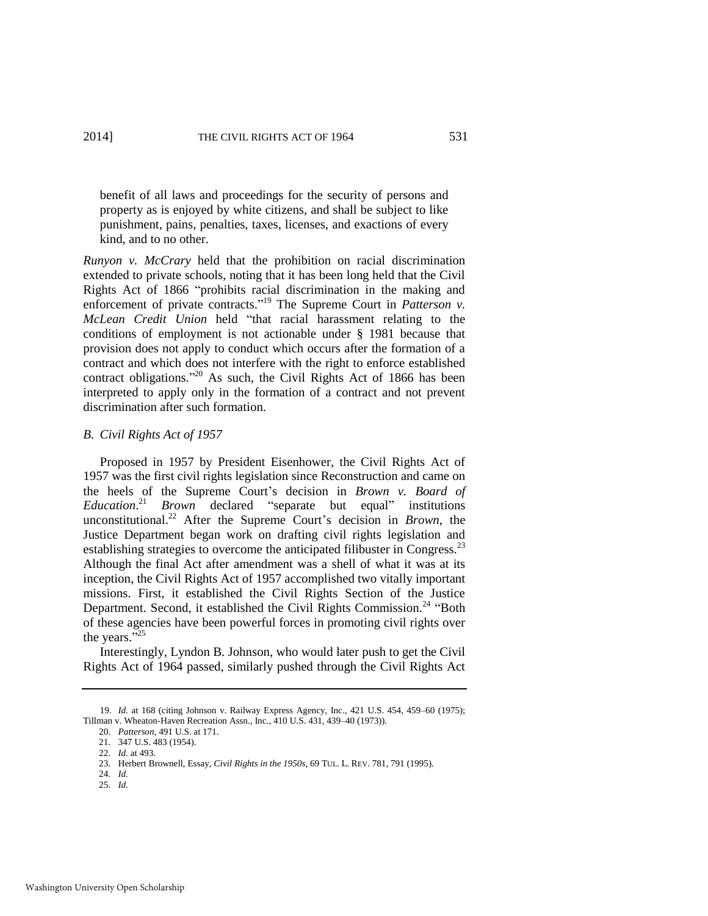> benefit of all laws and proceedings for the security of persons and property as is enjoyed by white citizens, and shall be subject to like punishment, pains, penalties, taxes, licenses, and exactions of every kind, and to no other.

*Runyon v. McCrary* held that the prohibition on racial discrimination extended to private schools, noting that it has been long held that the Civil Rights Act of 1866 "prohibits racial discrimination in the making and enforcement of private contracts."[19] The Supreme Court in *Patterson v. McLean Credit Union* held "that racial harassment relating to the conditions of employment is not actionable under § 1981 because that provision does not apply to conduct which occurs after the formation of a contract and which does not interfere with the right to enforce established contract obligations."[20] As such, the Civil Rights Act of 1866 has been interpreted to apply only in the formation of a contract and not prevent discrimination after such formation.

### *B. Civil Rights Act of 1957*

Proposed in 1957 by President Eisenhower, the Civil Rights Act of 1957 was the first civil rights legislation since Reconstruction and came on the heels of the Supreme Court's decision in *Brown v. Board of Education*.[21] *Brown* declared "separate but equal" institutions unconstitutional.[22] After the Supreme Court's decision in *Brown*, the Justice Department began work on drafting civil rights legislation and establishing strategies to overcome the anticipated filibuster in Congress.[23] Although the final Act after amendment was a shell of what it was at its inception, the Civil Rights Act of 1957 accomplished two vitally important missions. First, it established the Civil Rights Section of the Justice Department. Second, it established the Civil Rights Commission.[24] "Both of these agencies have been powerful forces in promoting civil rights over the years."[25]

Interestingly, Lyndon B. Johnson, who would later push to get the Civil Rights Act of 1964 passed, similarly pushed through the Civil Rights Act

---

19. *Id.* at 168 (citing Johnson v. Railway Express Agency, Inc., 421 U.S. 454, 459–60 (1975); Tillman v. Wheaton-Haven Recreation Assn., Inc., 410 U.S. 431, 439–40 (1973)).

20. *Patterson*, 491 U.S. at 171.

21. 347 U.S. 483 (1954).

22. *Id.* at 493.

23. Herbert Brownell, Essay, *Civil Rights in the 1950s*, 69 TUL. L. REV. 781, 791 (1995).

24. *Id.*

25. *Id.*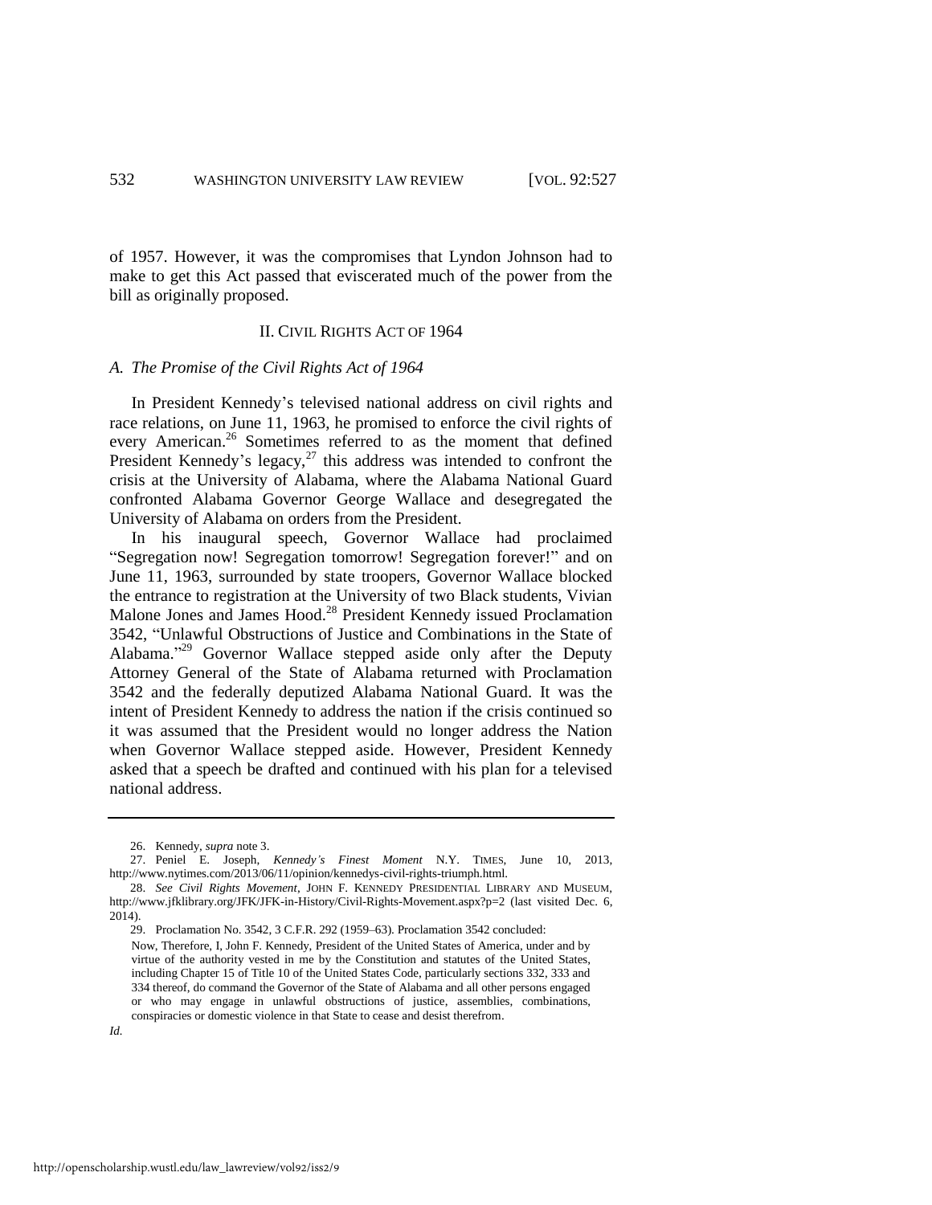of 1957. However, it was the compromises that Lyndon Johnson had to make to get this Act passed that eviscerated much of the power from the bill as originally proposed.

## II. CIVIL RIGHTS ACT OF 1964

### *A. The Promise of the Civil Rights Act of 1964*

In President Kennedy's televised national address on civil rights and race relations, on June 11, 1963, he promised to enforce the civil rights of every American.[26] Sometimes referred to as the moment that defined President Kennedy's legacy,[27] this address was intended to confront the crisis at the University of Alabama, where the Alabama National Guard confronted Alabama Governor George Wallace and desegregated the University of Alabama on orders from the President.

In his inaugural speech, Governor Wallace had proclaimed "Segregation now! Segregation tomorrow! Segregation forever!" and on June 11, 1963, surrounded by state troopers, Governor Wallace blocked the entrance to registration at the University of two Black students, Vivian Malone Jones and James Hood.[28] President Kennedy issued Proclamation 3542, "Unlawful Obstructions of Justice and Combinations in the State of Alabama."[29] Governor Wallace stepped aside only after the Deputy Attorney General of the State of Alabama returned with Proclamation 3542 and the federally deputized Alabama National Guard. It was the intent of President Kennedy to address the nation if the crisis continued so it was assumed that the President would no longer address the Nation when Governor Wallace stepped aside. However, President Kennedy asked that a speech be drafted and continued with his plan for a televised national address.

---

26. Kennedy, *supra* note 3.

27. Peniel E. Joseph, *Kennedy's Finest Moment* N.Y. TIMES, June 10, 2013, http://www.nytimes.com/2013/06/11/opinion/kennedys-civil-rights-triumph.html.

28. *See Civil Rights Movement*, JOHN F. KENNEDY PRESIDENTIAL LIBRARY AND MUSEUM, http://www.jfklibrary.org/JFK/JFK-in-History/Civil-Rights-Movement.aspx?p=2 (last visited Dec. 6, 2014).

29. Proclamation No. 3542, 3 C.F.R. 292 (1959–63). Proclamation 3542 concluded:

> Now, Therefore, I, John F. Kennedy, President of the United States of America, under and by virtue of the authority vested in me by the Constitution and statutes of the United States, including Chapter 15 of Title 10 of the United States Code, particularly sections 332, 333 and 334 thereof, do command the Governor of the State of Alabama and all other persons engaged or who may engage in unlawful obstructions of justice, assemblies, combinations, conspiracies or domestic violence in that State to cease and desist therefrom.

*Id.*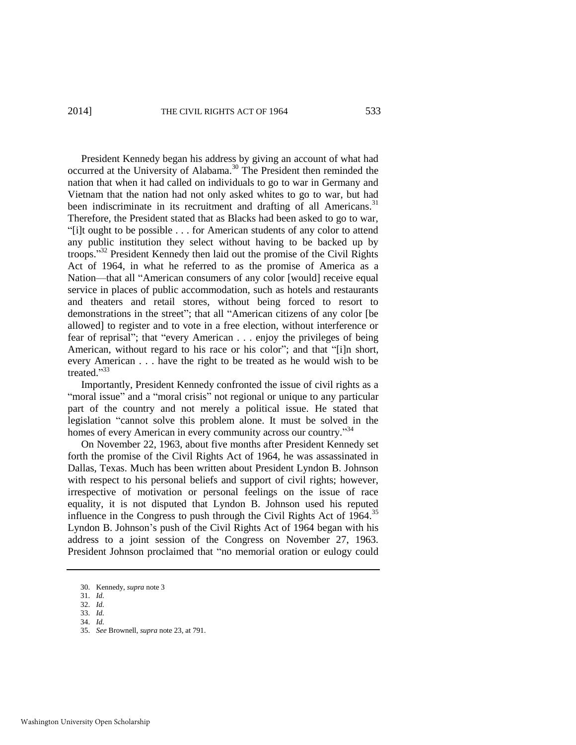President Kennedy began his address by giving an account of what had occurred at the University of Alabama.[30] The President then reminded the nation that when it had called on individuals to go to war in Germany and Vietnam that the nation had not only asked whites to go to war, but had been indiscriminate in its recruitment and drafting of all Americans.[31] Therefore, the President stated that as Blacks had been asked to go to war, "[i]t ought to be possible . . . for American students of any color to attend any public institution they select without having to be backed up by troops."[32] President Kennedy then laid out the promise of the Civil Rights Act of 1964, in what he referred to as the promise of America as a Nation—that all "American consumers of any color [would] receive equal service in places of public accommodation, such as hotels and restaurants and theaters and retail stores, without being forced to resort to demonstrations in the street"; that all "American citizens of any color [be allowed] to register and to vote in a free election, without interference or fear of reprisal"; that "every American . . . enjoy the privileges of being American, without regard to his race or his color"; and that "[i]n short, every American . . . have the right to be treated as he would wish to be treated."[33]

Importantly, President Kennedy confronted the issue of civil rights as a "moral issue" and a "moral crisis" not regional or unique to any particular part of the country and not merely a political issue. He stated that legislation "cannot solve this problem alone. It must be solved in the homes of every American in every community across our country."[34]

On November 22, 1963, about five months after President Kennedy set forth the promise of the Civil Rights Act of 1964, he was assassinated in Dallas, Texas. Much has been written about President Lyndon B. Johnson with respect to his personal beliefs and support of civil rights; however, irrespective of motivation or personal feelings on the issue of race equality, it is not disputed that Lyndon B. Johnson used his reputed influence in the Congress to push through the Civil Rights Act of 1964.[35] Lyndon B. Johnson's push of the Civil Rights Act of 1964 began with his address to a joint session of the Congress on November 27, 1963. President Johnson proclaimed that "no memorial oration or eulogy could

30. Kennedy, *supra* note 3

31. *Id.*

32. *Id.*

33. *Id.*

34. *Id.*

35. *See* Brownell, *supra* note 23, at 791.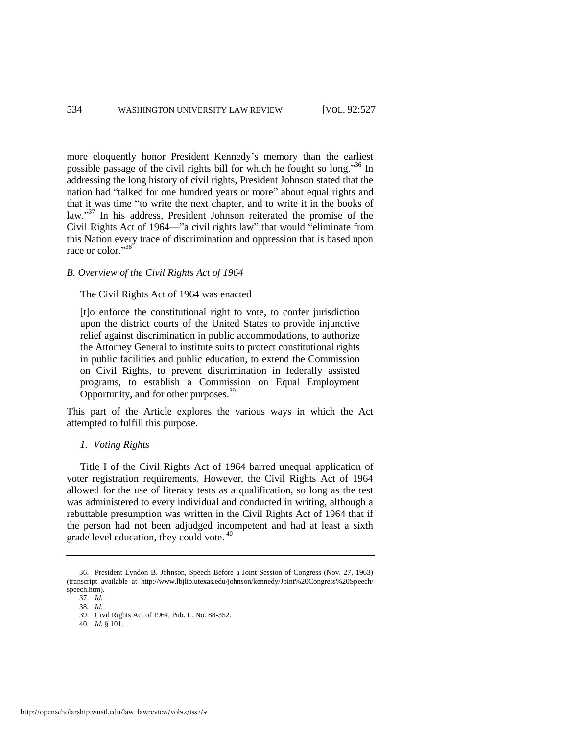more eloquently honor President Kennedy's memory than the earliest possible passage of the civil rights bill for which he fought so long."[36] In addressing the long history of civil rights, President Johnson stated that the nation had "talked for one hundred years or more" about equal rights and that it was time "to write the next chapter, and to write it in the books of law."[37] In his address, President Johnson reiterated the promise of the Civil Rights Act of 1964—"a civil rights law" that would "eliminate from this Nation every trace of discrimination and oppression that is based upon race or color."[38]

### *B. Overview of the Civil Rights Act of 1964*

The Civil Rights Act of 1964 was enacted

> [t]o enforce the constitutional right to vote, to confer jurisdiction upon the district courts of the United States to provide injunctive relief against discrimination in public accommodations, to authorize the Attorney General to institute suits to protect constitutional rights in public facilities and public education, to extend the Commission on Civil Rights, to prevent discrimination in federally assisted programs, to establish a Commission on Equal Employment Opportunity, and for other purposes.[39]

This part of the Article explores the various ways in which the Act attempted to fulfill this purpose.

#### *1. Voting Rights*

Title I of the Civil Rights Act of 1964 barred unequal application of voter registration requirements. However, the Civil Rights Act of 1964 allowed for the use of literacy tests as a qualification, so long as the test was administered to every individual and conducted in writing, although a rebuttable presumption was written in the Civil Rights Act of 1964 that if the person had not been adjudged incompetent and had at least a sixth grade level education, they could vote.[40]

---

36. President Lyndon B. Johnson, Speech Before a Joint Session of Congress (Nov. 27, 1963) (transcript available at http://www.lbjlib.utexas.edu/johnson/kennedy/Joint%20Congress%20Speech/speech.htm).

37. *Id.*

38. *Id.*

39. Civil Rights Act of 1964, Pub. L. No. 88-352.

40. *Id.* § 101.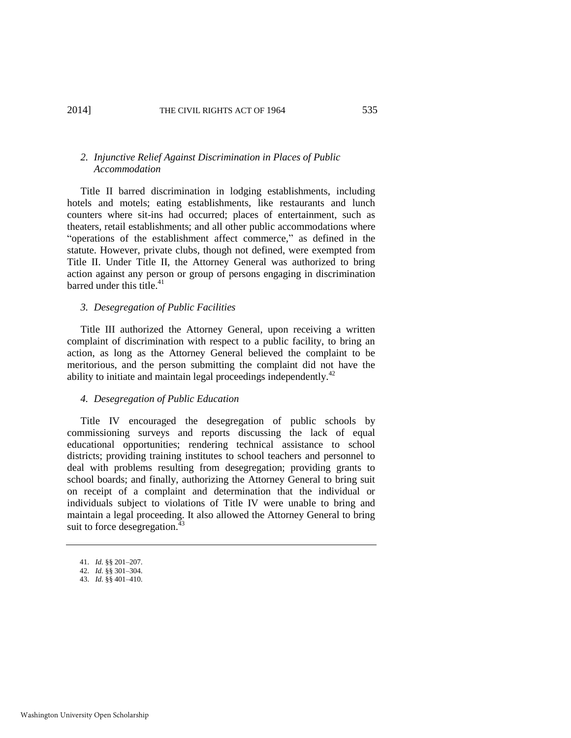### 2. *Injunctive Relief Against Discrimination in Places of Public Accommodation*

Title II barred discrimination in lodging establishments, including hotels and motels; eating establishments, like restaurants and lunch counters where sit-ins had occurred; places of entertainment, such as theaters, retail establishments; and all other public accommodations where "operations of the establishment affect commerce," as defined in the statute. However, private clubs, though not defined, were exempted from Title II. Under Title II, the Attorney General was authorized to bring action against any person or group of persons engaging in discrimination barred under this title.[41]

### 3. *Desegregation of Public Facilities*

Title III authorized the Attorney General, upon receiving a written complaint of discrimination with respect to a public facility, to bring an action, as long as the Attorney General believed the complaint to be meritorious, and the person submitting the complaint did not have the ability to initiate and maintain legal proceedings independently.[42]

### 4. *Desegregation of Public Education*

Title IV encouraged the desegregation of public schools by commissioning surveys and reports discussing the lack of equal educational opportunities; rendering technical assistance to school districts; providing training institutes to school teachers and personnel to deal with problems resulting from desegregation; providing grants to school boards; and finally, authorizing the Attorney General to bring suit on receipt of a complaint and determination that the individual or individuals subject to violations of Title IV were unable to bring and maintain a legal proceeding. It also allowed the Attorney General to bring suit to force desegregation.[43]

---

41. *Id.* §§ 201–207.
42. *Id.* §§ 301–304.
43. *Id.* §§ 401–410.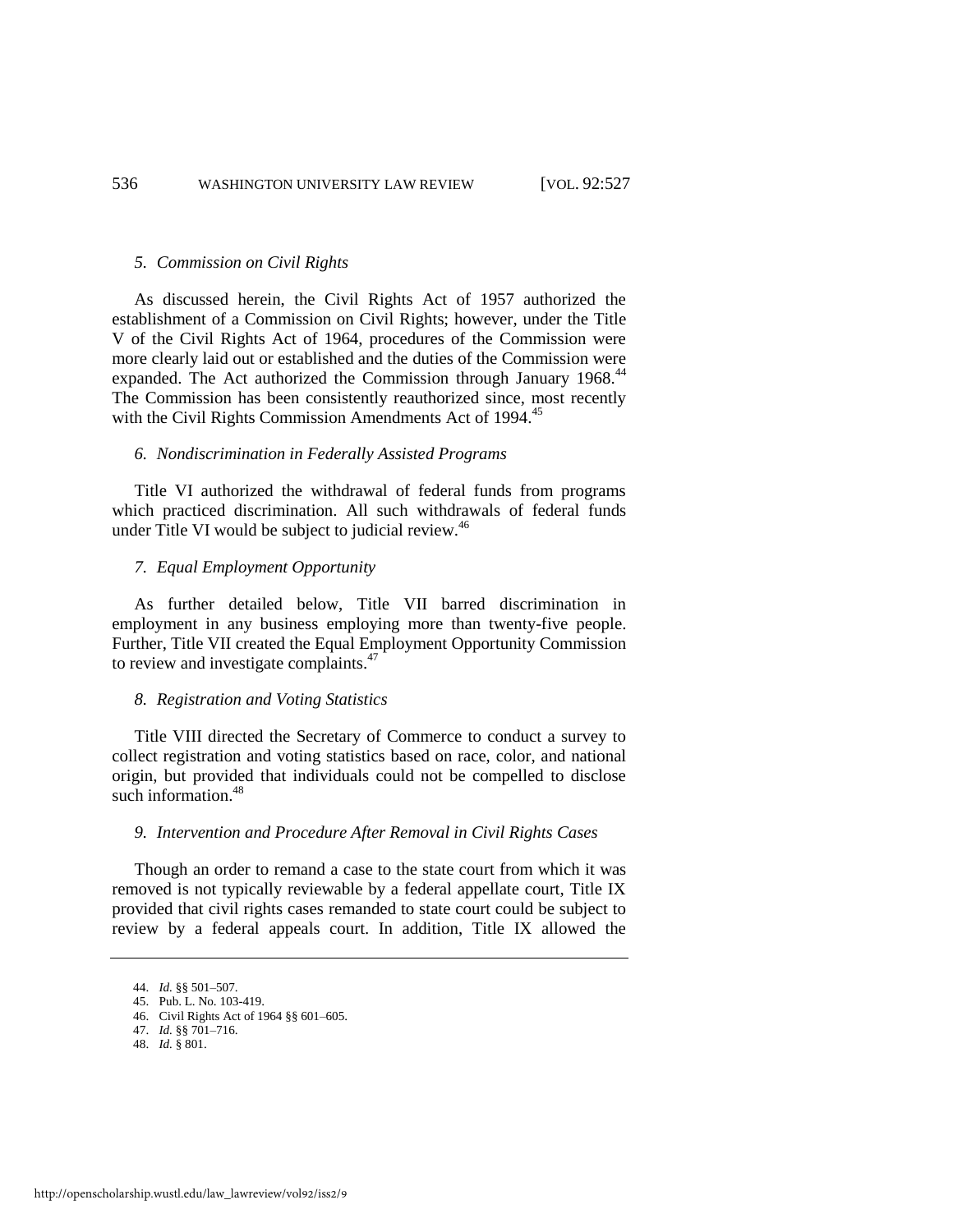### 5. *Commission on Civil Rights*

As discussed herein, the Civil Rights Act of 1957 authorized the establishment of a Commission on Civil Rights; however, under the Title V of the Civil Rights Act of 1964, procedures of the Commission were more clearly laid out or established and the duties of the Commission were expanded. The Act authorized the Commission through January 1968.[44] The Commission has been consistently reauthorized since, most recently with the Civil Rights Commission Amendments Act of 1994.[45]

### 6. *Nondiscrimination in Federally Assisted Programs*

Title VI authorized the withdrawal of federal funds from programs which practiced discrimination. All such withdrawals of federal funds under Title VI would be subject to judicial review.[46]

### 7. *Equal Employment Opportunity*

As further detailed below, Title VII barred discrimination in employment in any business employing more than twenty-five people. Further, Title VII created the Equal Employment Opportunity Commission to review and investigate complaints.[47]

### 8. *Registration and Voting Statistics*

Title VIII directed the Secretary of Commerce to conduct a survey to collect registration and voting statistics based on race, color, and national origin, but provided that individuals could not be compelled to disclose such information.[48]

### 9. *Intervention and Procedure After Removal in Civil Rights Cases*

Though an order to remand a case to the state court from which it was removed is not typically reviewable by a federal appellate court, Title IX provided that civil rights cases remanded to state court could be subject to review by a federal appeals court. In addition, Title IX allowed the

---

44. *Id.* §§ 501–507.
45. Pub. L. No. 103-419.
46. Civil Rights Act of 1964 §§ 601–605.
47. *Id.* §§ 701–716.
48. *Id.* § 801.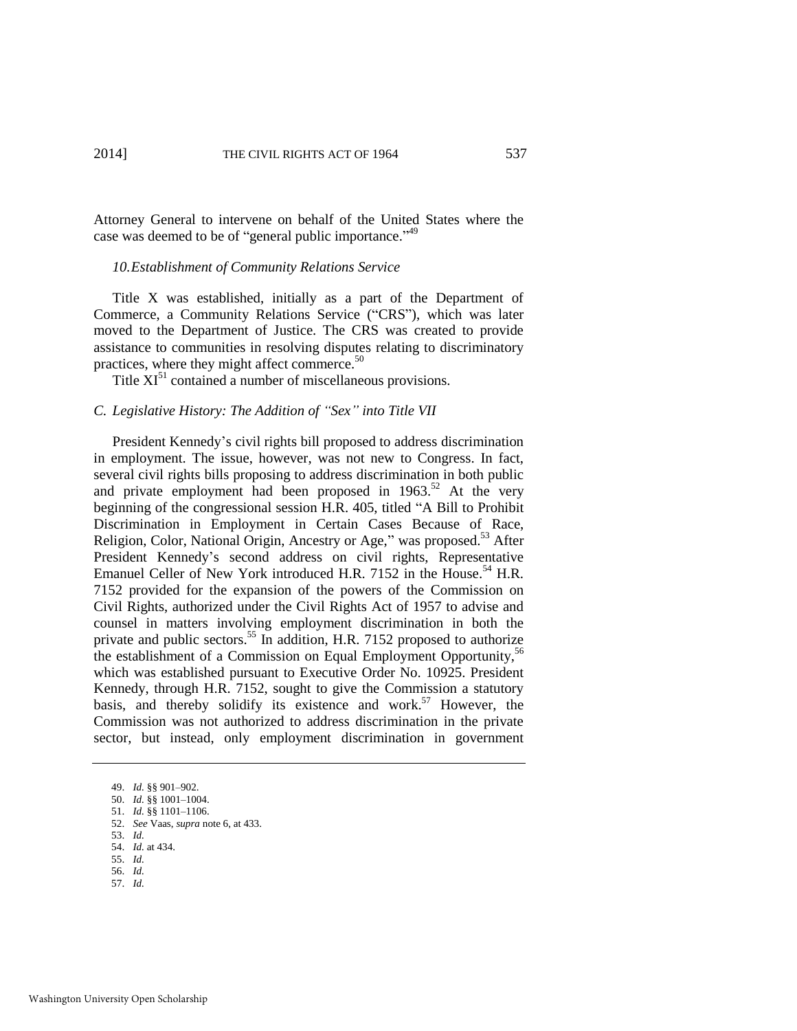Attorney General to intervene on behalf of the United States where the case was deemed to be of "general public importance."[49]

### *10. Establishment of Community Relations Service*

Title X was established, initially as a part of the Department of Commerce, a Community Relations Service ("CRS"), which was later moved to the Department of Justice. The CRS was created to provide assistance to communities in resolving disputes relating to discriminatory practices, where they might affect commerce.[50]

Title XI[51] contained a number of miscellaneous provisions.

## *C. Legislative History: The Addition of "Sex" into Title VII*

President Kennedy's civil rights bill proposed to address discrimination in employment. The issue, however, was not new to Congress. In fact, several civil rights bills proposing to address discrimination in both public and private employment had been proposed in 1963.[52] At the very beginning of the congressional session H.R. 405, titled "A Bill to Prohibit Discrimination in Employment in Certain Cases Because of Race, Religion, Color, National Origin, Ancestry or Age," was proposed.[53] After President Kennedy's second address on civil rights, Representative Emanuel Celler of New York introduced H.R. 7152 in the House.[54] H.R. 7152 provided for the expansion of the powers of the Commission on Civil Rights, authorized under the Civil Rights Act of 1957 to advise and counsel in matters involving employment discrimination in both the private and public sectors.[55] In addition, H.R. 7152 proposed to authorize the establishment of a Commission on Equal Employment Opportunity,[56] which was established pursuant to Executive Order No. 10925. President Kennedy, through H.R. 7152, sought to give the Commission a statutory basis, and thereby solidify its existence and work.[57] However, the Commission was not authorized to address discrimination in the private sector, but instead, only employment discrimination in government

---

49. *Id.* §§ 901–902.
50. *Id.* §§ 1001–1004.
51. *Id.* §§ 1101–1106.
52. *See* Vaas, *supra* note 6, at 433.
53. *Id.*
54. *Id.* at 434.
55. *Id.*
56. *Id.*
57. *Id.*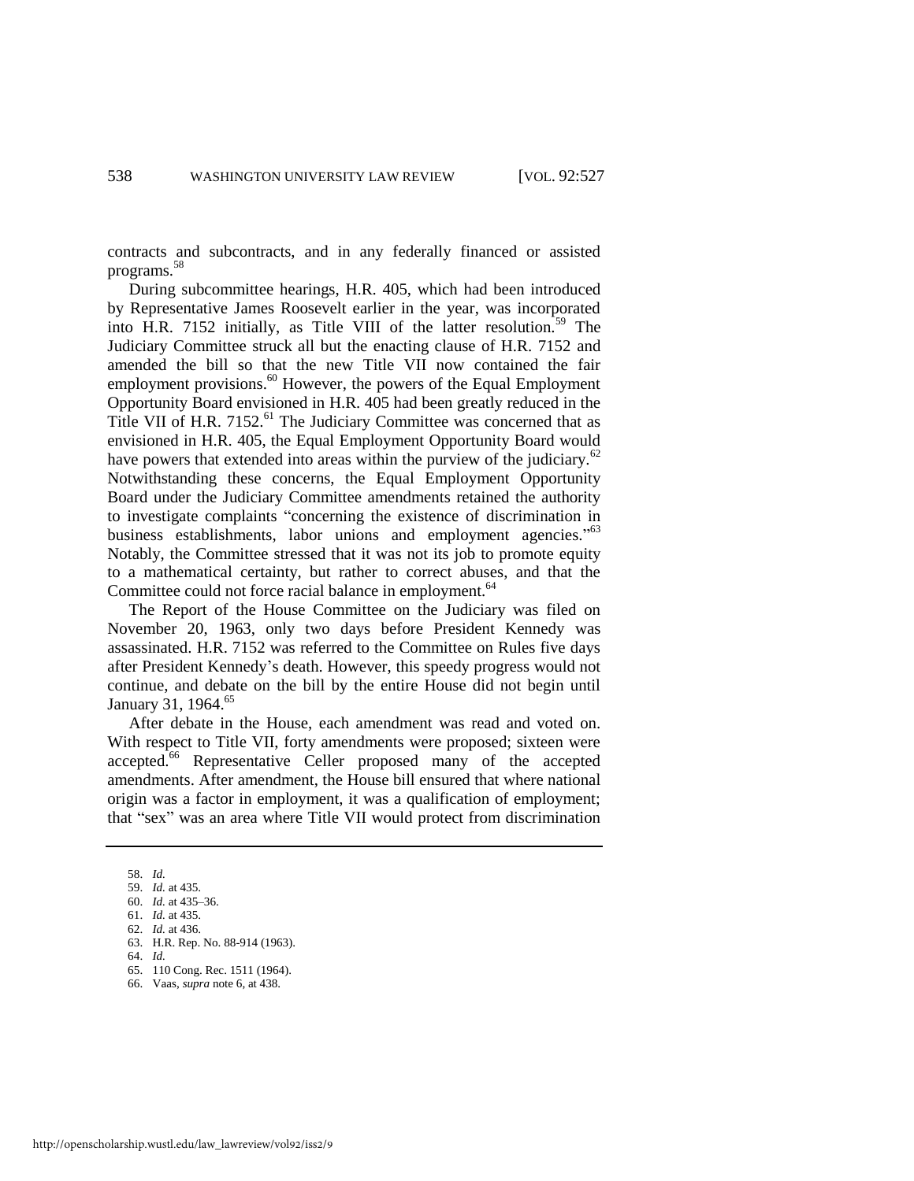contracts and subcontracts, and in any federally financed or assisted programs.[58]

During subcommittee hearings, H.R. 405, which had been introduced by Representative James Roosevelt earlier in the year, was incorporated into H.R. 7152 initially, as Title VIII of the latter resolution.[59] The Judiciary Committee struck all but the enacting clause of H.R. 7152 and amended the bill so that the new Title VII now contained the fair employment provisions.[60] However, the powers of the Equal Employment Opportunity Board envisioned in H.R. 405 had been greatly reduced in the Title VII of H.R. 7152.[61] The Judiciary Committee was concerned that as envisioned in H.R. 405, the Equal Employment Opportunity Board would have powers that extended into areas within the purview of the judiciary.[62] Notwithstanding these concerns, the Equal Employment Opportunity Board under the Judiciary Committee amendments retained the authority to investigate complaints "concerning the existence of discrimination in business establishments, labor unions and employment agencies."[63] Notably, the Committee stressed that it was not its job to promote equity to a mathematical certainty, but rather to correct abuses, and that the Committee could not force racial balance in employment.[64]

The Report of the House Committee on the Judiciary was filed on November 20, 1963, only two days before President Kennedy was assassinated. H.R. 7152 was referred to the Committee on Rules five days after President Kennedy's death. However, this speedy progress would not continue, and debate on the bill by the entire House did not begin until January 31, 1964.[65]

After debate in the House, each amendment was read and voted on. With respect to Title VII, forty amendments were proposed; sixteen were accepted.[66] Representative Celler proposed many of the accepted amendments. After amendment, the House bill ensured that where national origin was a factor in employment, it was a qualification of employment; that "sex" was an area where Title VII would protect from discrimination

---

58. *Id.*
59. *Id.* at 435.
60. *Id.* at 435–36.
61. *Id.* at 435.
62. *Id.* at 436.
63. H.R. Rep. No. 88-914 (1963).
64. *Id.*
65. 110 Cong. Rec. 1511 (1964).
66. Vaas, *supra* note 6, at 438.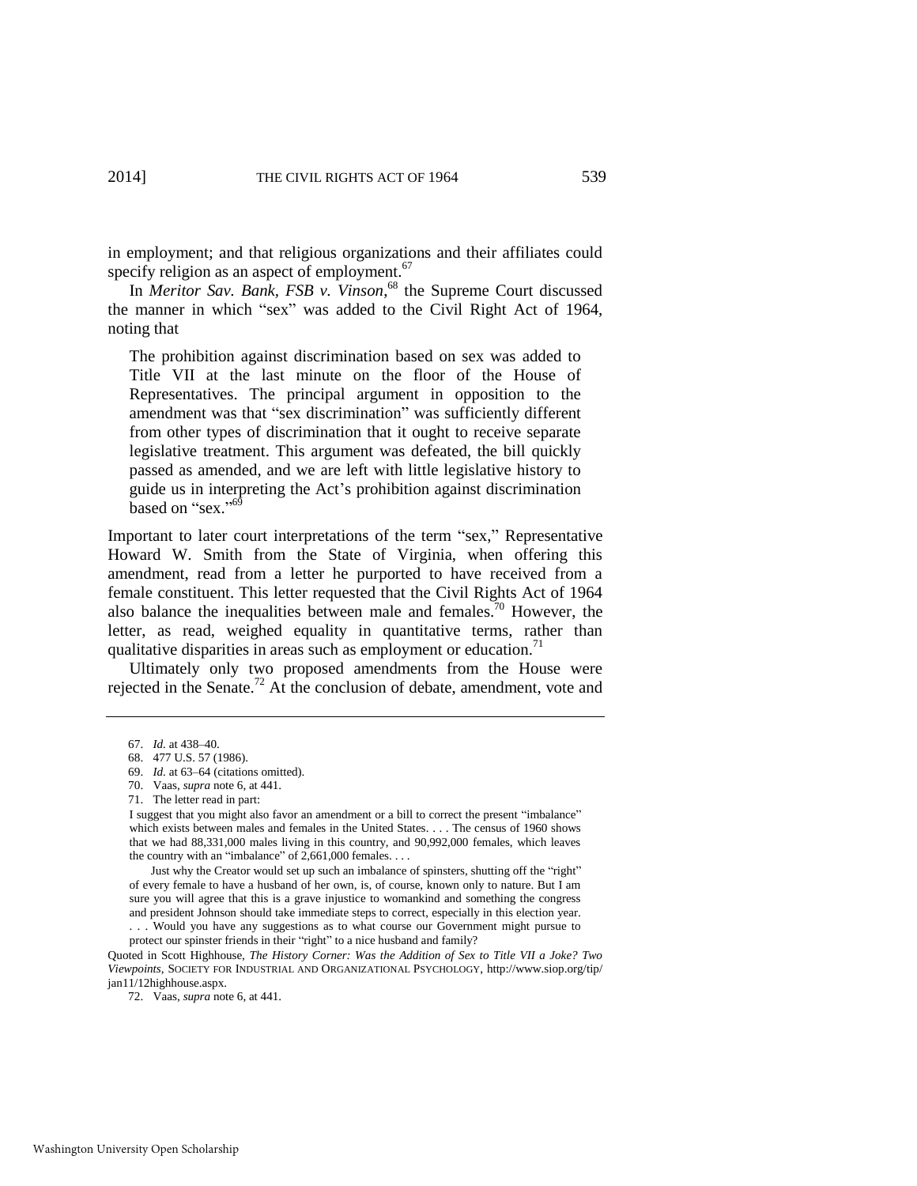in employment; and that religious organizations and their affiliates could specify religion as an aspect of employment.[67]

In *Meritor Sav. Bank, FSB v. Vinson*,[68] the Supreme Court discussed the manner in which "sex" was added to the Civil Right Act of 1964, noting that

> The prohibition against discrimination based on sex was added to Title VII at the last minute on the floor of the House of Representatives. The principal argument in opposition to the amendment was that "sex discrimination" was sufficiently different from other types of discrimination that it ought to receive separate legislative treatment. This argument was defeated, the bill quickly passed as amended, and we are left with little legislative history to guide us in interpreting the Act's prohibition against discrimination based on "sex."[69]

Important to later court interpretations of the term "sex," Representative Howard W. Smith from the State of Virginia, when offering this amendment, read from a letter he purported to have received from a female constituent. This letter requested that the Civil Rights Act of 1964 also balance the inequalities between male and females.[70] However, the letter, as read, weighed equality in quantitative terms, rather than qualitative disparities in areas such as employment or education.[71]

Ultimately only two proposed amendments from the House were rejected in the Senate.[72] At the conclusion of debate, amendment, vote and

---

67. *Id.* at 438–40.

68. 477 U.S. 57 (1986).

69. *Id.* at 63–64 (citations omitted).

70. Vaas, *supra* note 6, at 441.

71. The letter read in part:

> I suggest that you might also favor an amendment or a bill to correct the present "imbalance" which exists between males and females in the United States. . . . The census of 1960 shows that we had 88,331,000 males living in this country, and 90,992,000 females, which leaves the country with an "imbalance" of 2,661,000 females. . . .
>
> Just why the Creator would set up such an imbalance of spinsters, shutting off the "right" of every female to have a husband of her own, is, of course, known only to nature. But I am sure you will agree that this is a grave injustice to womankind and something the congress and president Johnson should take immediate steps to correct, especially in this election year. . . . Would you have any suggestions as to what course our Government might pursue to protect our spinster friends in their "right" to a nice husband and family?

Quoted in Scott Highhouse, *The History Corner: Was the Addition of Sex to Title VII a Joke? Two Viewpoints*, SOCIETY FOR INDUSTRIAL AND ORGANIZATIONAL PSYCHOLOGY, http://www.siop.org/tip/jan11/12highhouse.aspx.

72. Vaas, *supra* note 6, at 441.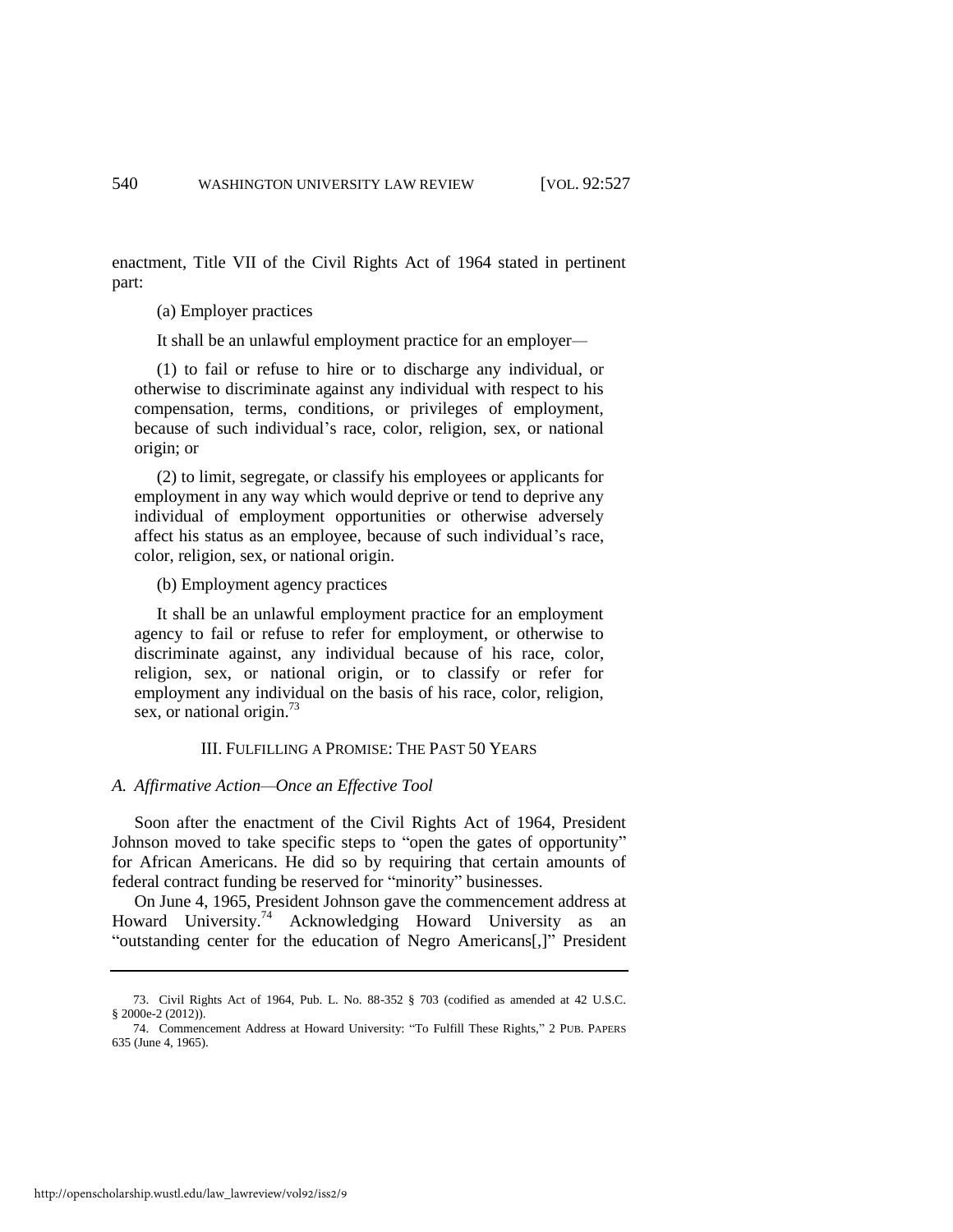enactment, Title VII of the Civil Rights Act of 1964 stated in pertinent part:

> (a) Employer practices
>
> It shall be an unlawful employment practice for an employer—
>
> (1) to fail or refuse to hire or to discharge any individual, or otherwise to discriminate against any individual with respect to his compensation, terms, conditions, or privileges of employment, because of such individual's race, color, religion, sex, or national origin; or
>
> (2) to limit, segregate, or classify his employees or applicants for employment in any way which would deprive or tend to deprive any individual of employment opportunities or otherwise adversely affect his status as an employee, because of such individual's race, color, religion, sex, or national origin.
>
> (b) Employment agency practices
>
> It shall be an unlawful employment practice for an employment agency to fail or refuse to refer for employment, or otherwise to discriminate against, any individual because of his race, color, religion, sex, or national origin, or to classify or refer for employment any individual on the basis of his race, color, religion, sex, or national origin.[73]

## III. FULFILLING A PROMISE: THE PAST 50 YEARS

### *A. Affirmative Action—Once an Effective Tool*

Soon after the enactment of the Civil Rights Act of 1964, President Johnson moved to take specific steps to "open the gates of opportunity" for African Americans. He did so by requiring that certain amounts of federal contract funding be reserved for "minority" businesses.

On June 4, 1965, President Johnson gave the commencement address at Howard University.[74] Acknowledging Howard University as an "outstanding center for the education of Negro Americans[,]" President

---

73. Civil Rights Act of 1964, Pub. L. No. 88-352 § 703 (codified as amended at 42 U.S.C. § 2000e-2 (2012)).

74. Commencement Address at Howard University: "To Fulfill These Rights," 2 PUB. PAPERS 635 (June 4, 1965).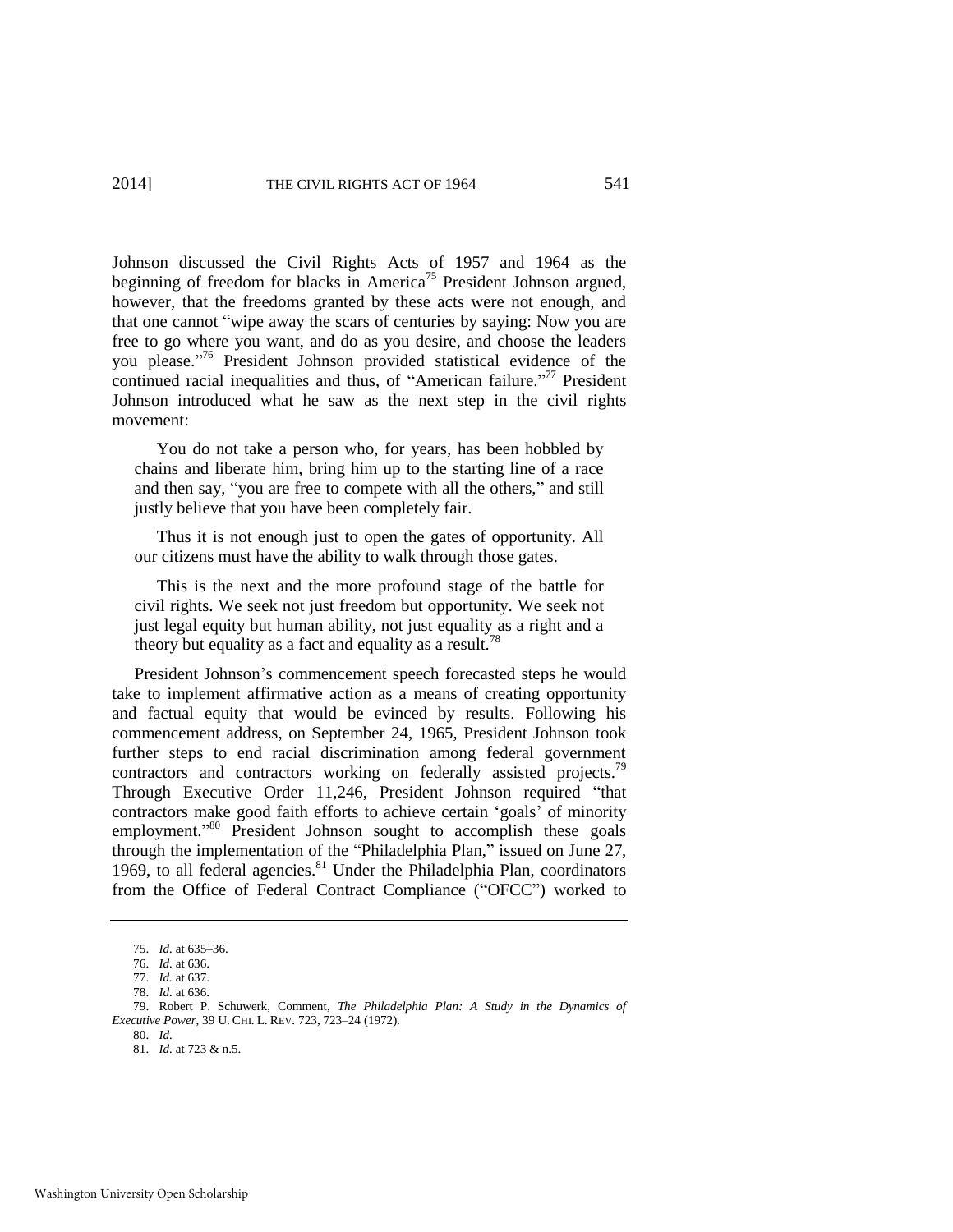Johnson discussed the Civil Rights Acts of 1957 and 1964 as the beginning of freedom for blacks in America[75] President Johnson argued, however, that the freedoms granted by these acts were not enough, and that one cannot "wipe away the scars of centuries by saying: Now you are free to go where you want, and do as you desire, and choose the leaders you please."[76] President Johnson provided statistical evidence of the continued racial inequalities and thus, of "American failure."[77] President Johnson introduced what he saw as the next step in the civil rights movement:

> You do not take a person who, for years, has been hobbled by chains and liberate him, bring him up to the starting line of a race and then say, "you are free to compete with all the others," and still justly believe that you have been completely fair.
>
> Thus it is not enough just to open the gates of opportunity. All our citizens must have the ability to walk through those gates.
>
> This is the next and the more profound stage of the battle for civil rights. We seek not just freedom but opportunity. We seek not just legal equity but human ability, not just equality as a right and a theory but equality as a fact and equality as a result.[78]

President Johnson's commencement speech forecasted steps he would take to implement affirmative action as a means of creating opportunity and factual equity that would be evinced by results. Following his commencement address, on September 24, 1965, President Johnson took further steps to end racial discrimination among federal government contractors and contractors working on federally assisted projects.[79] Through Executive Order 11,246, President Johnson required "that contractors make good faith efforts to achieve certain 'goals' of minority employment."[80] President Johnson sought to accomplish these goals through the implementation of the "Philadelphia Plan," issued on June 27, 1969, to all federal agencies.[81] Under the Philadelphia Plan, coordinators from the Office of Federal Contract Compliance ("OFCC") worked to

---

75. *Id.* at 635–36.

76. *Id.* at 636.

77. *Id.* at 637.

78. *Id.* at 636.

79. Robert P. Schuwerk, Comment, *The Philadelphia Plan: A Study in the Dynamics of Executive Power*, 39 U. CHI. L. REV. 723, 723–24 (1972).

80. *Id.*

81. *Id.* at 723 & n.5.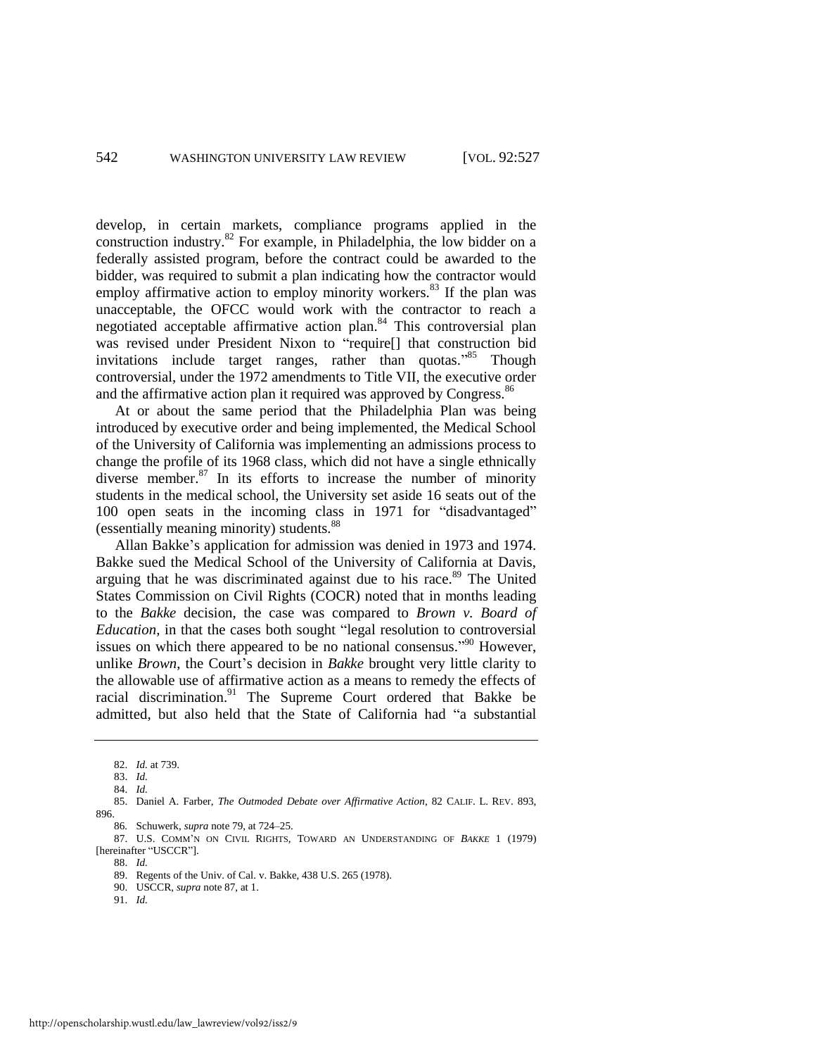develop, in certain markets, compliance programs applied in the construction industry.[82] For example, in Philadelphia, the low bidder on a federally assisted program, before the contract could be awarded to the bidder, was required to submit a plan indicating how the contractor would employ affirmative action to employ minority workers.[83] If the plan was unacceptable, the OFCC would work with the contractor to reach a negotiated acceptable affirmative action plan.[84] This controversial plan was revised under President Nixon to "require[] that construction bid invitations include target ranges, rather than quotas."[85] Though controversial, under the 1972 amendments to Title VII, the executive order and the affirmative action plan it required was approved by Congress.[86]

At or about the same period that the Philadelphia Plan was being introduced by executive order and being implemented, the Medical School of the University of California was implementing an admissions process to change the profile of its 1968 class, which did not have a single ethnically diverse member.[87] In its efforts to increase the number of minority students in the medical school, the University set aside 16 seats out of the 100 open seats in the incoming class in 1971 for "disadvantaged" (essentially meaning minority) students.[88]

Allan Bakke's application for admission was denied in 1973 and 1974. Bakke sued the Medical School of the University of California at Davis, arguing that he was discriminated against due to his race.[89] The United States Commission on Civil Rights (COCR) noted that in months leading to the *Bakke* decision, the case was compared to *Brown v. Board of Education,* in that the cases both sought "legal resolution to controversial issues on which there appeared to be no national consensus."[90] However, unlike *Brown*, the Court's decision in *Bakke* brought very little clarity to the allowable use of affirmative action as a means to remedy the effects of racial discrimination.[91] The Supreme Court ordered that Bakke be admitted, but also held that the State of California had "a substantial

---

82. *Id.* at 739.

83. *Id.*

84. *Id.*

85. Daniel A. Farber, *The Outmoded Debate over Affirmative Action*, 82 CALIF. L. REV. 893, 896.

86. Schuwerk, *supra* note 79, at 724–25.

87. U.S. COMM'N ON CIVIL RIGHTS, TOWARD AN UNDERSTANDING OF *BAKKE* 1 (1979) [hereinafter "USCCR"].

88. *Id.*

89. Regents of the Univ. of Cal. v. Bakke, 438 U.S. 265 (1978).

90. USCCR, *supra* note 87, at 1.

91. *Id.*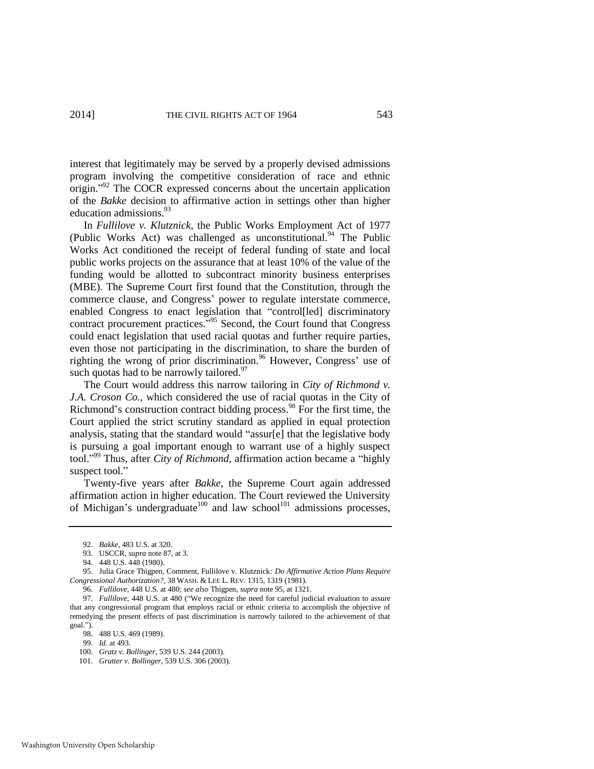interest that legitimately may be served by a properly devised admissions program involving the competitive consideration of race and ethnic origin."[92] The COCR expressed concerns about the uncertain application of the *Bakke* decision to affirmative action in settings other than higher education admissions.[93]

In *Fullilove v. Klutznick*, the Public Works Employment Act of 1977 (Public Works Act) was challenged as unconstitutional.[94] The Public Works Act conditioned the receipt of federal funding of state and local public works projects on the assurance that at least 10% of the value of the funding would be allotted to subcontract minority business enterprises (MBE). The Supreme Court first found that the Constitution, through the commerce clause, and Congress' power to regulate interstate commerce, enabled Congress to enact legislation that "control[led] discriminatory contract procurement practices."[95] Second, the Court found that Congress could enact legislation that used racial quotas and further require parties, even those not participating in the discrimination, to share the burden of righting the wrong of prior discrimination.[96] However, Congress' use of such quotas had to be narrowly tailored.[97]

The Court would address this narrow tailoring in *City of Richmond v. J.A. Croson Co.*, which considered the use of racial quotas in the City of Richmond's construction contract bidding process.[98] For the first time, the Court applied the strict scrutiny standard as applied in equal protection analysis, stating that the standard would "assur[e] that the legislative body is pursuing a goal important enough to warrant use of a highly suspect tool."[99] Thus, after *City of Richmond*, affirmation action became a "highly suspect tool."

Twenty-five years after *Bakke*, the Supreme Court again addressed affirmation action in higher education. The Court reviewed the University of Michigan's undergraduate[100] and law school[101] admissions processes,

---

92. *Bakke*, 483 U.S. at 320.

93. USCCR, *supra* note 87, at 3.

94. 448 U.S. 448 (1980).

95. Julia Grace Thigpen, Comment, Fullilove v. Klutznick*: Do Affirmative Action Plans Require Congressional Authorization?*, 38 WASH. & LEE L. REV. 1315, 1319 (1981).

96. *Fullilove*, 448 U.S. at 480; *see also* Thigpen, *supra* note 95, at 1321.

97. *Fullilove*, 448 U.S. at 480 ("We recognize the need for careful judicial evaluation to assure that any congressional program that employs racial or ethnic criteria to accomplish the objective of remedying the present effects of past discrimination is narrowly tailored to the achievement of that goal.").

98. 488 U.S. 469 (1989).

99. *Id.* at 493.

100. *Gratz v. Bollinger*, 539 U.S. 244 (2003).

101. *Grutter v. Bollinger*, 539 U.S. 306 (2003).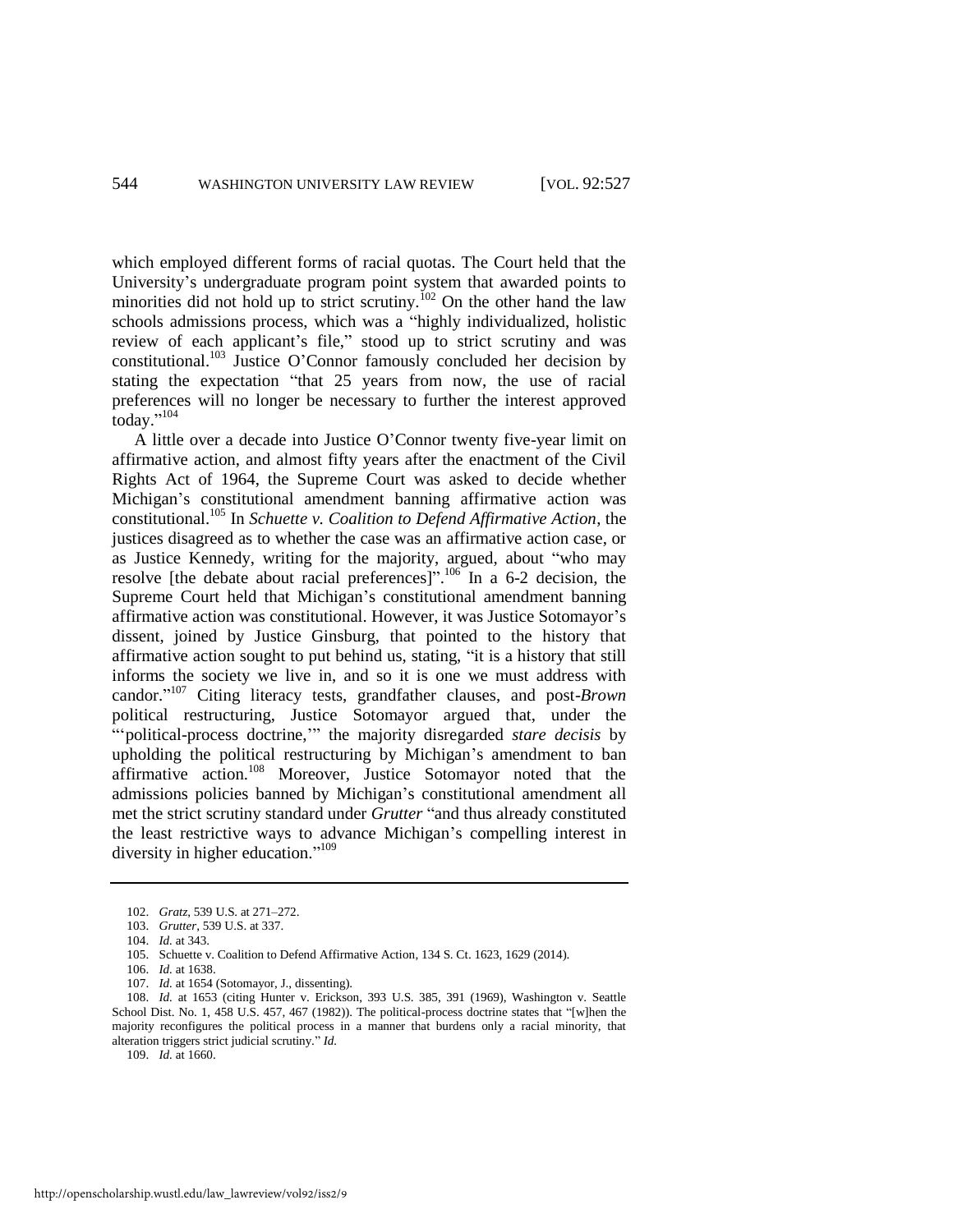which employed different forms of racial quotas. The Court held that the University's undergraduate program point system that awarded points to minorities did not hold up to strict scrutiny.[102] On the other hand the law schools admissions process, which was a "highly individualized, holistic review of each applicant's file," stood up to strict scrutiny and was constitutional.[103] Justice O'Connor famously concluded her decision by stating the expectation "that 25 years from now, the use of racial preferences will no longer be necessary to further the interest approved today."[104]

A little over a decade into Justice O'Connor twenty five-year limit on affirmative action, and almost fifty years after the enactment of the Civil Rights Act of 1964, the Supreme Court was asked to decide whether Michigan's constitutional amendment banning affirmative action was constitutional.[105] In *Schuette v. Coalition to Defend Affirmative Action*, the justices disagreed as to whether the case was an affirmative action case, or as Justice Kennedy, writing for the majority, argued, about "who may resolve [the debate about racial preferences]".[106] In a 6-2 decision, the Supreme Court held that Michigan's constitutional amendment banning affirmative action was constitutional. However, it was Justice Sotomayor's dissent, joined by Justice Ginsburg, that pointed to the history that affirmative action sought to put behind us, stating, "it is a history that still informs the society we live in, and so it is one we must address with candor."[107] Citing literacy tests, grandfather clauses, and post-*Brown* political restructuring, Justice Sotomayor argued that, under the "'political-process doctrine,'" the majority disregarded *stare decisis* by upholding the political restructuring by Michigan's amendment to ban affirmative action.[108] Moreover, Justice Sotomayor noted that the admissions policies banned by Michigan's constitutional amendment all met the strict scrutiny standard under *Grutter* "and thus already constituted the least restrictive ways to advance Michigan's compelling interest in diversity in higher education."[109]

---

102. *Gratz*, 539 U.S. at 271–272.

103. *Grutter*, 539 U.S. at 337.

104. *Id.* at 343.

105. Schuette v. Coalition to Defend Affirmative Action, 134 S. Ct. 1623, 1629 (2014).

106. *Id.* at 1638.

107. *Id.* at 1654 (Sotomayor, J., dissenting).

108. *Id.* at 1653 (citing Hunter v. Erickson, 393 U.S. 385, 391 (1969), Washington v. Seattle School Dist. No. 1, 458 U.S. 457, 467 (1982)). The political-process doctrine states that "[w]hen the majority reconfigures the political process in a manner that burdens only a racial minority, that alteration triggers strict judicial scrutiny." *Id.*

109. *Id.* at 1660.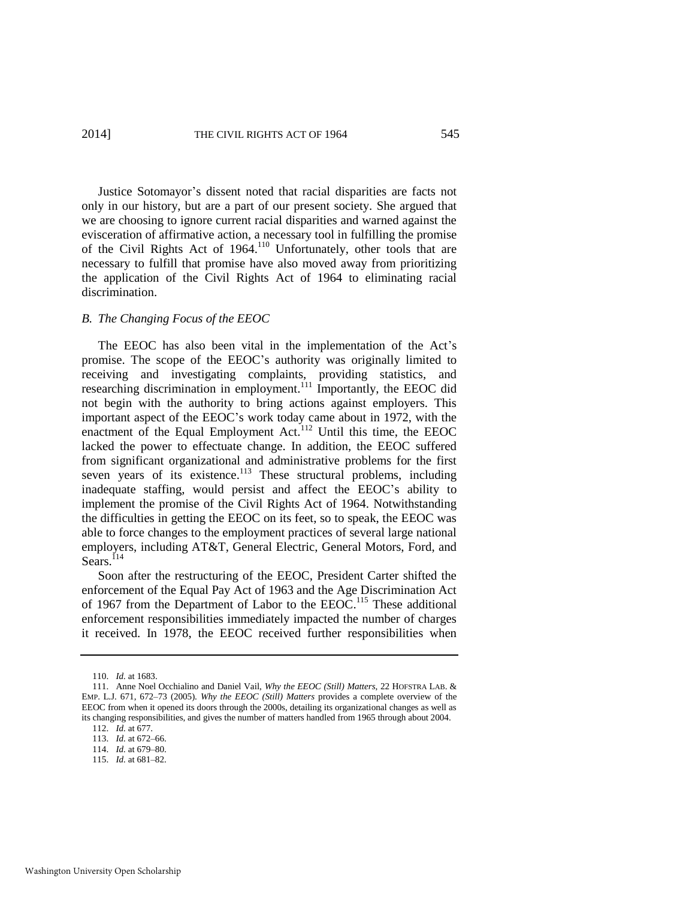Justice Sotomayor's dissent noted that racial disparities are facts not only in our history, but are a part of our present society. She argued that we are choosing to ignore current racial disparities and warned against the evisceration of affirmative action, a necessary tool in fulfilling the promise of the Civil Rights Act of 1964.[110] Unfortunately, other tools that are necessary to fulfill that promise have also moved away from prioritizing the application of the Civil Rights Act of 1964 to eliminating racial discrimination.

### *B. The Changing Focus of the EEOC*

The EEOC has also been vital in the implementation of the Act's promise. The scope of the EEOC's authority was originally limited to receiving and investigating complaints, providing statistics, and researching discrimination in employment.[111] Importantly, the EEOC did not begin with the authority to bring actions against employers. This important aspect of the EEOC's work today came about in 1972, with the enactment of the Equal Employment Act.[112] Until this time, the EEOC lacked the power to effectuate change. In addition, the EEOC suffered from significant organizational and administrative problems for the first seven years of its existence.[113] These structural problems, including inadequate staffing, would persist and affect the EEOC's ability to implement the promise of the Civil Rights Act of 1964. Notwithstanding the difficulties in getting the EEOC on its feet, so to speak, the EEOC was able to force changes to the employment practices of several large national employers, including AT&T, General Electric, General Motors, Ford, and Sears.[114]

Soon after the restructuring of the EEOC, President Carter shifted the enforcement of the Equal Pay Act of 1963 and the Age Discrimination Act of 1967 from the Department of Labor to the EEOC.[115] These additional enforcement responsibilities immediately impacted the number of charges it received. In 1978, the EEOC received further responsibilities when

---

110. *Id.* at 1683.

111. Anne Noel Occhialino and Daniel Vail, *Why the EEOC (Still) Matters*, 22 HOFSTRA LAB. & EMP. L.J. 671, 672–73 (2005). *Why the EEOC (Still) Matters* provides a complete overview of the EEOC from when it opened its doors through the 2000s, detailing its organizational changes as well as its changing responsibilities, and gives the number of matters handled from 1965 through about 2004.

112. *Id.* at 677.

113. *Id.* at 672–66.

114. *Id.* at 679–80.

115. *Id.* at 681–82.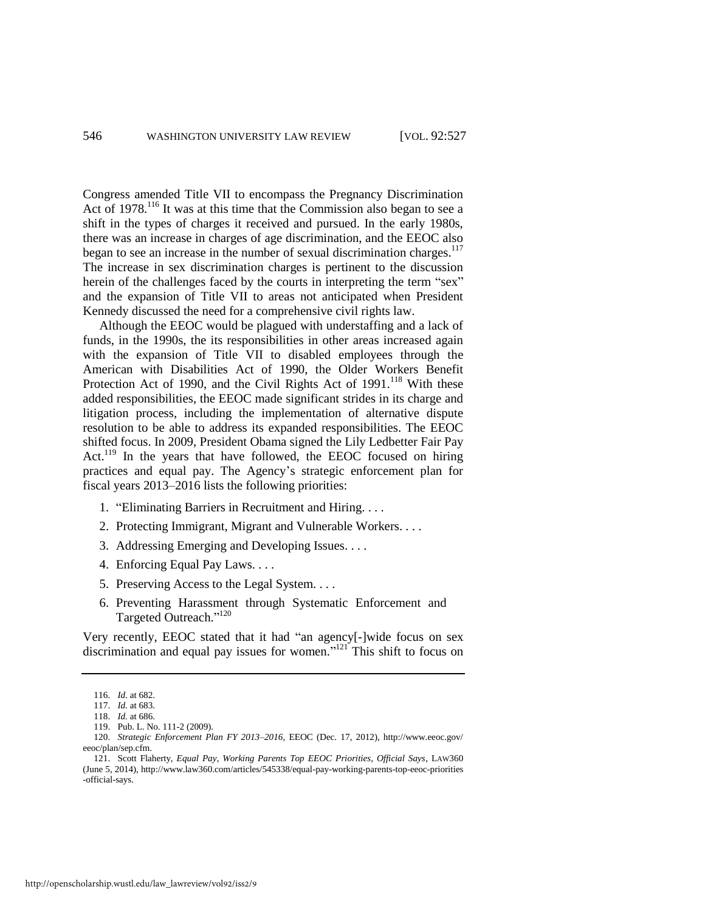Congress amended Title VII to encompass the Pregnancy Discrimination Act of 1978.[116] It was at this time that the Commission also began to see a shift in the types of charges it received and pursued. In the early 1980s, there was an increase in charges of age discrimination, and the EEOC also began to see an increase in the number of sexual discrimination charges.[117] The increase in sex discrimination charges is pertinent to the discussion herein of the challenges faced by the courts in interpreting the term "sex" and the expansion of Title VII to areas not anticipated when President Kennedy discussed the need for a comprehensive civil rights law.

Although the EEOC would be plagued with understaffing and a lack of funds, in the 1990s, the its responsibilities in other areas increased again with the expansion of Title VII to disabled employees through the American with Disabilities Act of 1990, the Older Workers Benefit Protection Act of 1990, and the Civil Rights Act of 1991.[118] With these added responsibilities, the EEOC made significant strides in its charge and litigation process, including the implementation of alternative dispute resolution to be able to address its expanded responsibilities. The EEOC shifted focus. In 2009, President Obama signed the Lily Ledbetter Fair Pay Act.[119] In the years that have followed, the EEOC focused on hiring practices and equal pay. The Agency's strategic enforcement plan for fiscal years 2013–2016 lists the following priorities:

1. "Eliminating Barriers in Recruitment and Hiring. . . .
2. Protecting Immigrant, Migrant and Vulnerable Workers. . . .
3. Addressing Emerging and Developing Issues. . . .
4. Enforcing Equal Pay Laws. . . .
5. Preserving Access to the Legal System. . . .
6. Preventing Harassment through Systematic Enforcement and Targeted Outreach."[120]

Very recently, EEOC stated that it had "an agency[-]wide focus on sex discrimination and equal pay issues for women."[121] This shift to focus on

116. *Id.* at 682.

117. *Id.* at 683.

118. *Id.* at 686.

119. Pub. L. No. 111-2 (2009).

120. *Strategic Enforcement Plan FY 2013–2016*, EEOC (Dec. 17, 2012), http://www.eeoc.gov/eeoc/plan/sep.cfm.

121. Scott Flaherty, *Equal Pay, Working Parents Top EEOC Priorities, Official Says*, LAW360 (June 5, 2014), http://www.law360.com/articles/545338/equal-pay-working-parents-top-eeoc-priorities-official-says.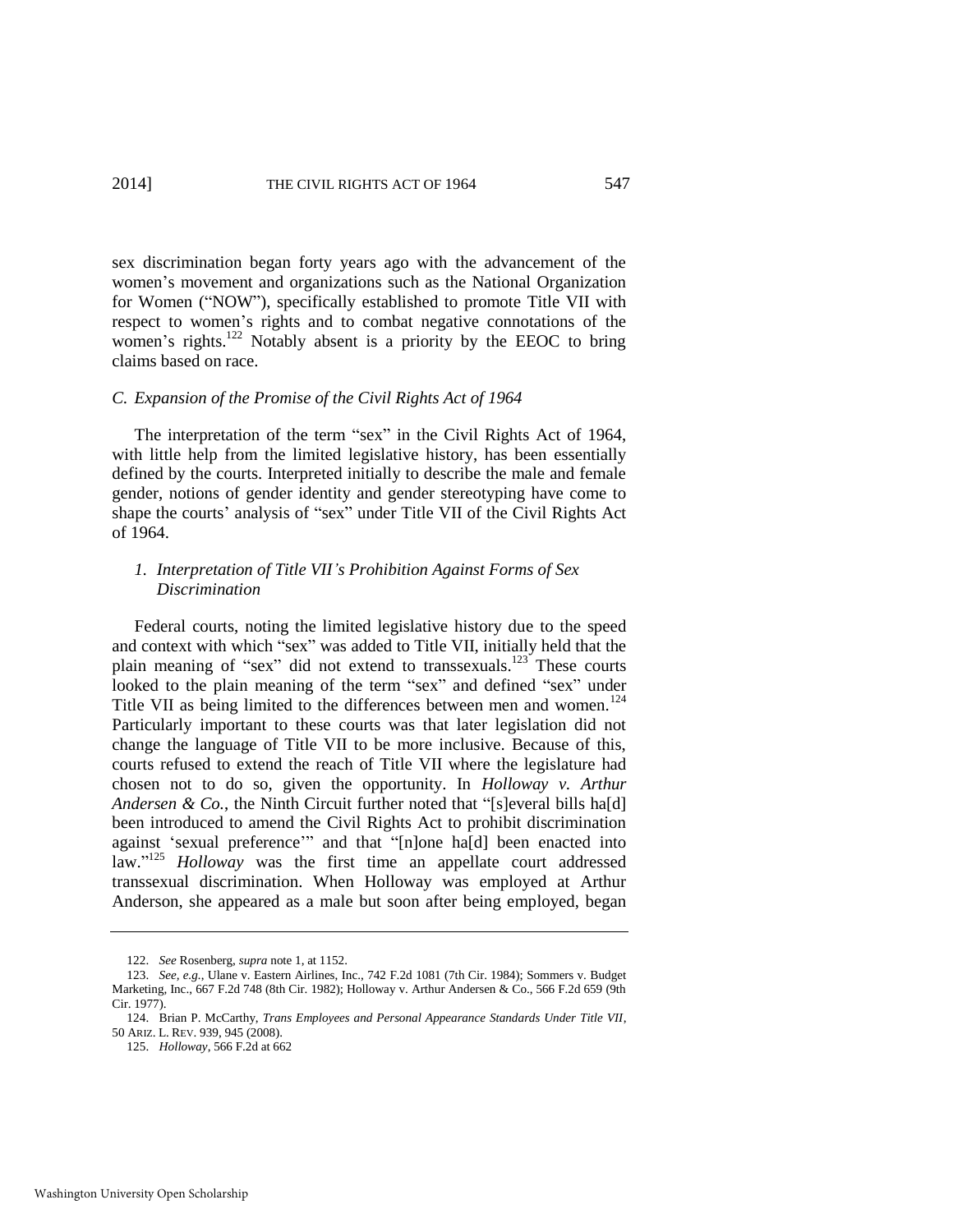sex discrimination began forty years ago with the advancement of the women's movement and organizations such as the National Organization for Women ("NOW"), specifically established to promote Title VII with respect to women's rights and to combat negative connotations of the women's rights.[122] Notably absent is a priority by the EEOC to bring claims based on race.

### *C. Expansion of the Promise of the Civil Rights Act of 1964*

The interpretation of the term "sex" in the Civil Rights Act of 1964, with little help from the limited legislative history, has been essentially defined by the courts. Interpreted initially to describe the male and female gender, notions of gender identity and gender stereotyping have come to shape the courts' analysis of "sex" under Title VII of the Civil Rights Act of 1964.

#### *1. Interpretation of Title VII's Prohibition Against Forms of Sex Discrimination*

Federal courts, noting the limited legislative history due to the speed and context with which "sex" was added to Title VII, initially held that the plain meaning of "sex" did not extend to transsexuals.[123] These courts looked to the plain meaning of the term "sex" and defined "sex" under Title VII as being limited to the differences between men and women.[124] Particularly important to these courts was that later legislation did not change the language of Title VII to be more inclusive. Because of this, courts refused to extend the reach of Title VII where the legislature had chosen not to do so, given the opportunity. In *Holloway v. Arthur Andersen & Co.*, the Ninth Circuit further noted that "[s]everal bills ha[d] been introduced to amend the Civil Rights Act to prohibit discrimination against 'sexual preference'" and that "[n]one ha[d] been enacted into law."[125] *Holloway* was the first time an appellate court addressed transsexual discrimination. When Holloway was employed at Arthur Anderson, she appeared as a male but soon after being employed, began

---

122. *See* Rosenberg, *supra* note 1, at 1152.

123. *See, e.g.*, Ulane v. Eastern Airlines, Inc., 742 F.2d 1081 (7th Cir. 1984); Sommers v. Budget Marketing, Inc., 667 F.2d 748 (8th Cir. 1982); Holloway v. Arthur Andersen & Co., 566 F.2d 659 (9th Cir. 1977).

124. Brian P. McCarthy, *Trans Employees and Personal Appearance Standards Under Title VII*, 50 ARIZ. L. REV. 939, 945 (2008).

125. *Holloway*, 566 F.2d at 662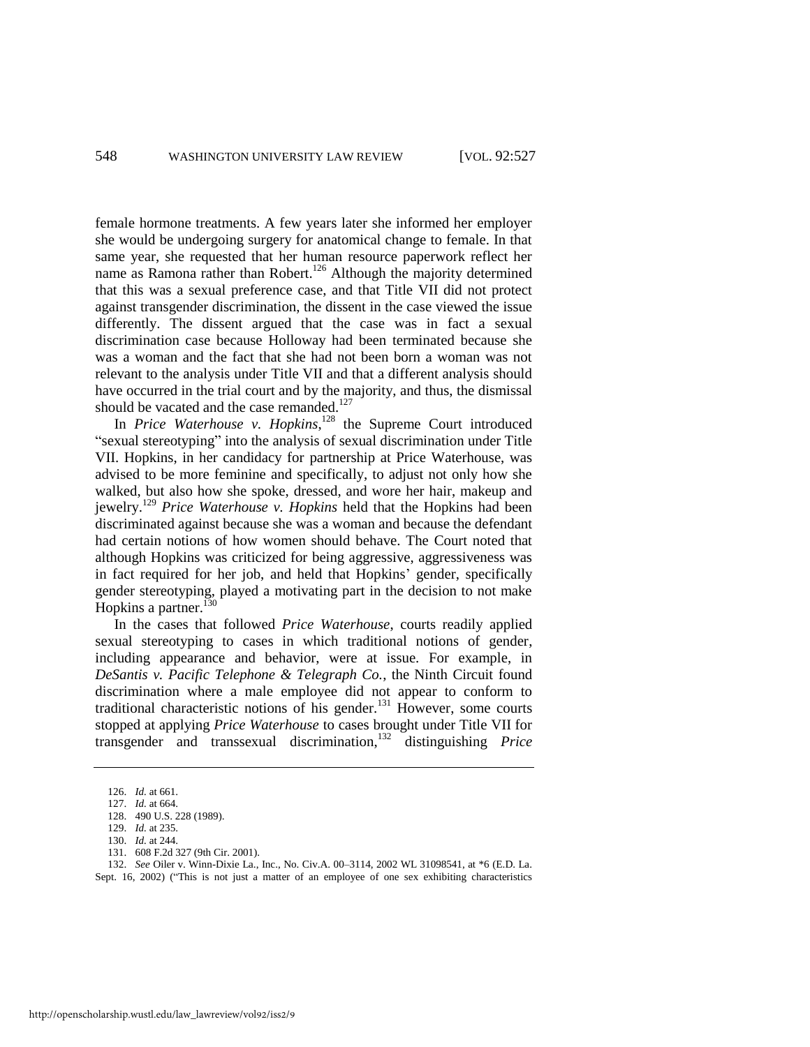female hormone treatments. A few years later she informed her employer she would be undergoing surgery for anatomical change to female. In that same year, she requested that her human resource paperwork reflect her name as Ramona rather than Robert.[126] Although the majority determined that this was a sexual preference case, and that Title VII did not protect against transgender discrimination, the dissent in the case viewed the issue differently. The dissent argued that the case was in fact a sexual discrimination case because Holloway had been terminated because she was a woman and the fact that she had not been born a woman was not relevant to the analysis under Title VII and that a different analysis should have occurred in the trial court and by the majority, and thus, the dismissal should be vacated and the case remanded.[127]

In *Price Waterhouse v. Hopkins*,[128] the Supreme Court introduced "sexual stereotyping" into the analysis of sexual discrimination under Title VII. Hopkins, in her candidacy for partnership at Price Waterhouse, was advised to be more feminine and specifically, to adjust not only how she walked, but also how she spoke, dressed, and wore her hair, makeup and jewelry.[129] *Price Waterhouse v. Hopkins* held that the Hopkins had been discriminated against because she was a woman and because the defendant had certain notions of how women should behave. The Court noted that although Hopkins was criticized for being aggressive, aggressiveness was in fact required for her job, and held that Hopkins' gender, specifically gender stereotyping, played a motivating part in the decision to not make Hopkins a partner.[130]

In the cases that followed *Price Waterhouse*, courts readily applied sexual stereotyping to cases in which traditional notions of gender, including appearance and behavior, were at issue. For example, in *DeSantis v. Pacific Telephone & Telegraph Co.*, the Ninth Circuit found discrimination where a male employee did not appear to conform to traditional characteristic notions of his gender.[131] However, some courts stopped at applying *Price Waterhouse* to cases brought under Title VII for transgender and transsexual discrimination,[132] distinguishing *Price*

126. *Id.* at 661.

127. *Id.* at 664.

128. 490 U.S. 228 (1989).

129. *Id.* at 235.

130. *Id.* at 244.

131. 608 F.2d 327 (9th Cir. 2001).

132. *See* Oiler v. Winn-Dixie La., Inc., No. Civ.A. 00–3114, 2002 WL 31098541, at *6 (E.D. La. Sept. 16, 2002) ("This is not just a matter of an employee of one sex exhibiting characteristics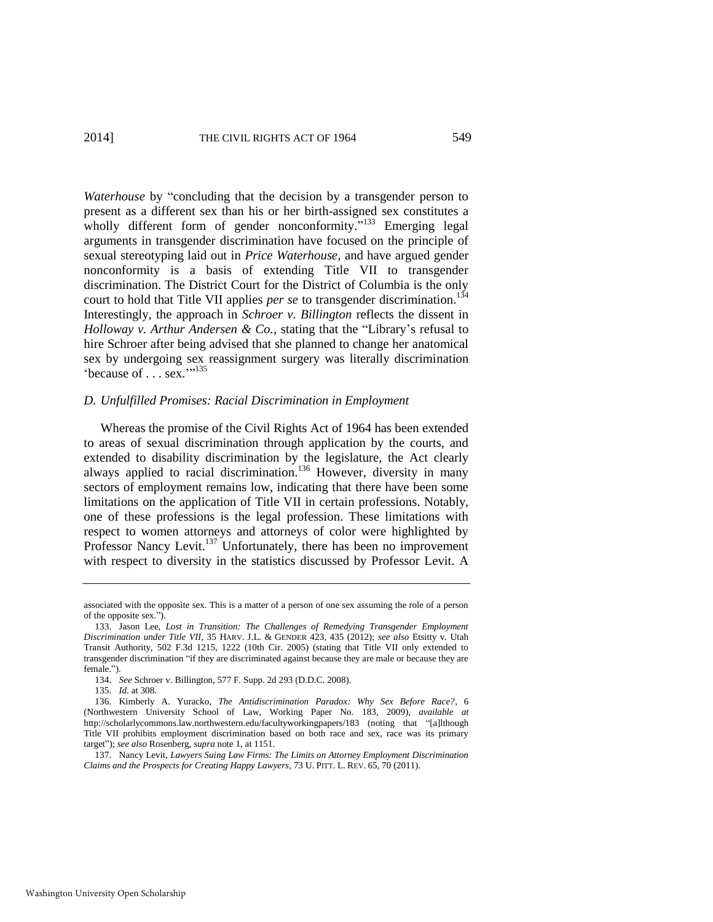*Waterhouse* by "concluding that the decision by a transgender person to present as a different sex than his or her birth-assigned sex constitutes a wholly different form of gender nonconformity."[133] Emerging legal arguments in transgender discrimination have focused on the principle of sexual stereotyping laid out in *Price Waterhouse,* and have argued gender nonconformity is a basis of extending Title VII to transgender discrimination. The District Court for the District of Columbia is the only court to hold that Title VII applies *per se* to transgender discrimination.[134] Interestingly, the approach in *Schroer v. Billington* reflects the dissent in *Holloway v. Arthur Andersen & Co.*, stating that the "Library's refusal to hire Schroer after being advised that she planned to change her anatomical sex by undergoing sex reassignment surgery was literally discrimination 'because of . . . sex.'"[135]

### *D. Unfulfilled Promises: Racial Discrimination in Employment*

Whereas the promise of the Civil Rights Act of 1964 has been extended to areas of sexual discrimination through application by the courts, and extended to disability discrimination by the legislature, the Act clearly always applied to racial discrimination.[136] However, diversity in many sectors of employment remains low, indicating that there have been some limitations on the application of Title VII in certain professions. Notably, one of these professions is the legal profession. These limitations with respect to women attorneys and attorneys of color were highlighted by Professor Nancy Levit.[137] Unfortunately, there has been no improvement with respect to diversity in the statistics discussed by Professor Levit. A

---

associated with the opposite sex. This is a matter of a person of one sex assuming the role of a person of the opposite sex.").

133. Jason Lee, *Lost in Transition: The Challenges of Remedying Transgender Employment Discrimination under Title VII*, 35 HARV. J.L. & GENDER 423, 435 (2012); *see also* Etsitty v. Utah Transit Authority, 502 F.3d 1215, 1222 (10th Cir. 2005) (stating that Title VII only extended to transgender discrimination "if they are discriminated against because they are male or because they are female.").

134. *See* Schroer v. Billington, 577 F. Supp. 2d 293 (D.D.C. 2008).

135. *Id.* at 308.

136. Kimberly A. Yuracko, *The Antidiscrimination Paradox: Why Sex Before Race?*, 6 (Northwestern University School of Law, Working Paper No. 183, 2009), *available at* http://scholarlycommons.law.northwestern.edu/facultyworkingpapers/183 (noting that "[a]lthough Title VII prohibits employment discrimination based on both race and sex, race was its primary target"); *see also* Rosenberg, *supra* note 1, at 1151.

137. Nancy Levit, *Lawyers Suing Law Firms: The Limits on Attorney Employment Discrimination Claims and the Prospects for Creating Happy Lawyers*, 73 U. PITT. L. REV. 65, 70 (2011).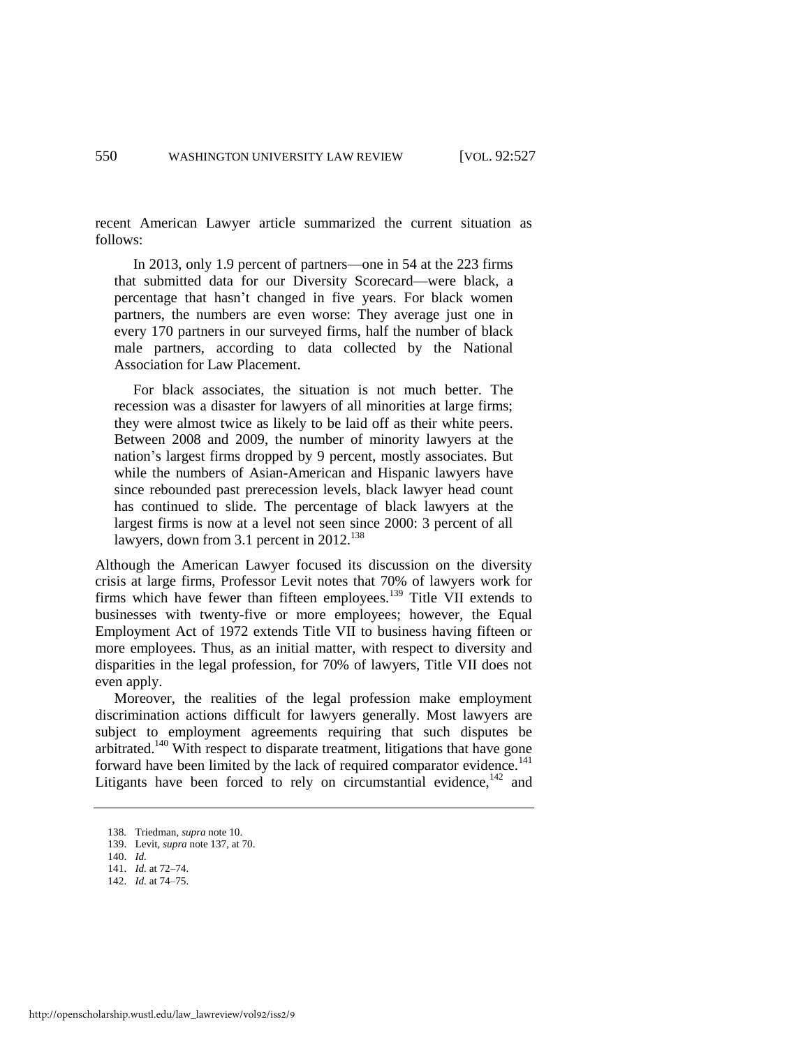recent American Lawyer article summarized the current situation as follows:

> In 2013, only 1.9 percent of partners—one in 54 at the 223 firms that submitted data for our Diversity Scorecard—were black, a percentage that hasn't changed in five years. For black women partners, the numbers are even worse: They average just one in every 170 partners in our surveyed firms, half the number of black male partners, according to data collected by the National Association for Law Placement.
>
> For black associates, the situation is not much better. The recession was a disaster for lawyers of all minorities at large firms; they were almost twice as likely to be laid off as their white peers. Between 2008 and 2009, the number of minority lawyers at the nation's largest firms dropped by 9 percent, mostly associates. But while the numbers of Asian-American and Hispanic lawyers have since rebounded past prerecession levels, black lawyer head count has continued to slide. The percentage of black lawyers at the largest firms is now at a level not seen since 2000: 3 percent of all lawyers, down from 3.1 percent in 2012.[138]

Although the American Lawyer focused its discussion on the diversity crisis at large firms, Professor Levit notes that 70% of lawyers work for firms which have fewer than fifteen employees.[139] Title VII extends to businesses with twenty-five or more employees; however, the Equal Employment Act of 1972 extends Title VII to business having fifteen or more employees. Thus, as an initial matter, with respect to diversity and disparities in the legal profession, for 70% of lawyers, Title VII does not even apply.

Moreover, the realities of the legal profession make employment discrimination actions difficult for lawyers generally. Most lawyers are subject to employment agreements requiring that such disputes be arbitrated.[140] With respect to disparate treatment, litigations that have gone forward have been limited by the lack of required comparator evidence.[141] Litigants have been forced to rely on circumstantial evidence,[142] and

---

138. Triedman, *supra* note 10.

139. Levit, *supra* note 137, at 70.

140. *Id.*

141. *Id.* at 72–74.

142. *Id.* at 74–75.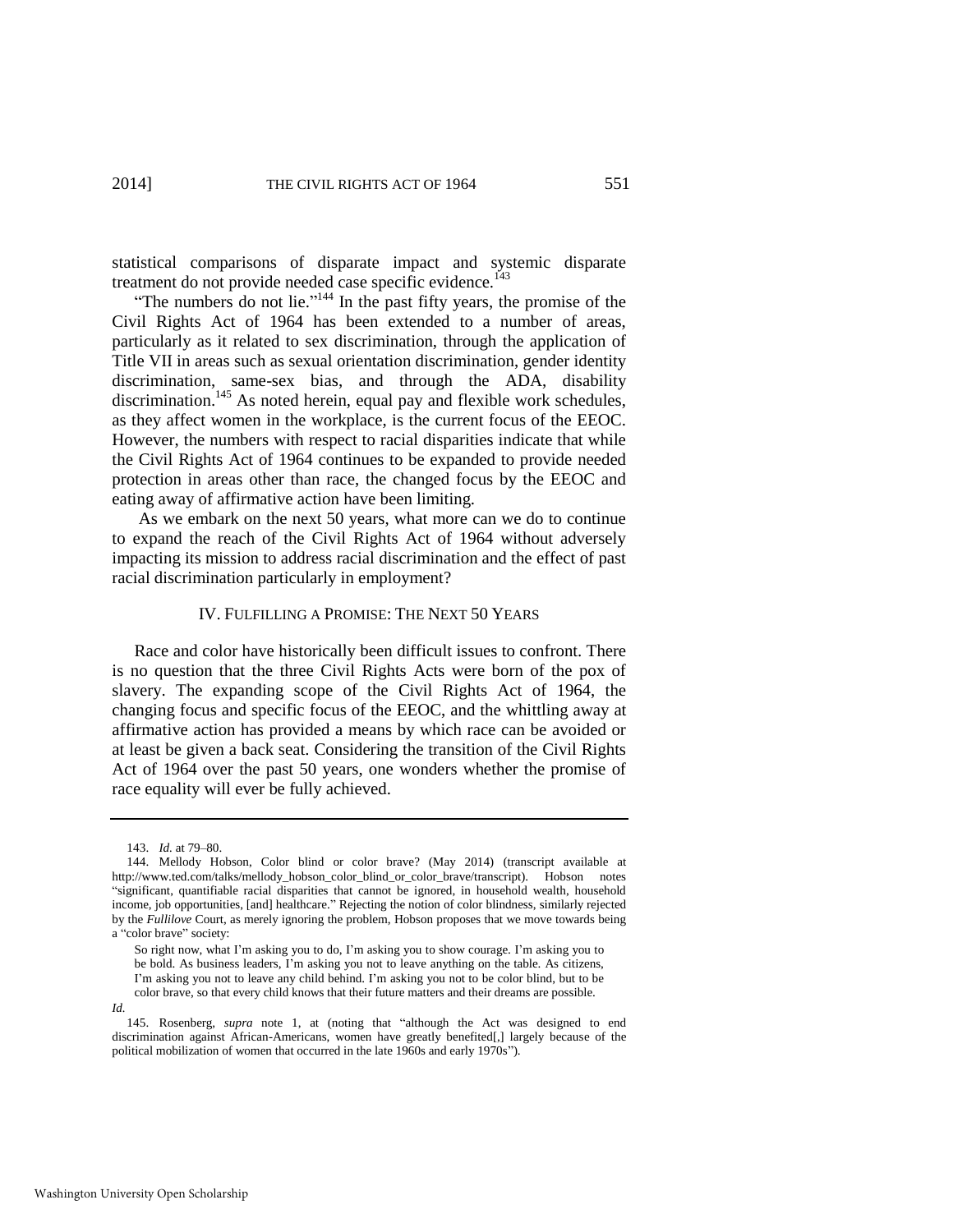statistical comparisons of disparate impact and systemic disparate treatment do not provide needed case specific evidence.[143]

"The numbers do not lie."[144] In the past fifty years, the promise of the Civil Rights Act of 1964 has been extended to a number of areas, particularly as it related to sex discrimination, through the application of Title VII in areas such as sexual orientation discrimination, gender identity discrimination, same-sex bias, and through the ADA, disability discrimination.[145] As noted herein, equal pay and flexible work schedules, as they affect women in the workplace, is the current focus of the EEOC. However, the numbers with respect to racial disparities indicate that while the Civil Rights Act of 1964 continues to be expanded to provide needed protection in areas other than race, the changed focus by the EEOC and eating away of affirmative action have been limiting.

As we embark on the next 50 years, what more can we do to continue to expand the reach of the Civil Rights Act of 1964 without adversely impacting its mission to address racial discrimination and the effect of past racial discrimination particularly in employment?

## IV. FULFILLING A PROMISE: THE NEXT 50 YEARS

Race and color have historically been difficult issues to confront. There is no question that the three Civil Rights Acts were born of the pox of slavery. The expanding scope of the Civil Rights Act of 1964, the changing focus and specific focus of the EEOC, and the whittling away at affirmative action has provided a means by which race can be avoided or at least be given a back seat. Considering the transition of the Civil Rights Act of 1964 over the past 50 years, one wonders whether the promise of race equality will ever be fully achieved.

---

143. *Id.* at 79–80.

144. Mellody Hobson, Color blind or color brave? (May 2014) (transcript available at http://www.ted.com/talks/mellody_hobson_color_blind_or_color_brave/transcript). Hobson notes "significant, quantifiable racial disparities that cannot be ignored, in household wealth, household income, job opportunities, [and] healthcare." Rejecting the notion of color blindness, similarly rejected by the *Fullilove* Court, as merely ignoring the problem, Hobson proposes that we move towards being a "color brave" society:

> So right now, what I'm asking you to do, I'm asking you to show courage. I'm asking you to be bold. As business leaders, I'm asking you not to leave anything on the table. As citizens, I'm asking you not to leave any child behind. I'm asking you not to be color blind, but to be color brave, so that every child knows that their future matters and their dreams are possible.

*Id.*

145. Rosenberg, *supra* note 1, at (noting that "although the Act was designed to end discrimination against African-Americans, women have greatly benefited[,] largely because of the political mobilization of women that occurred in the late 1960s and early 1970s").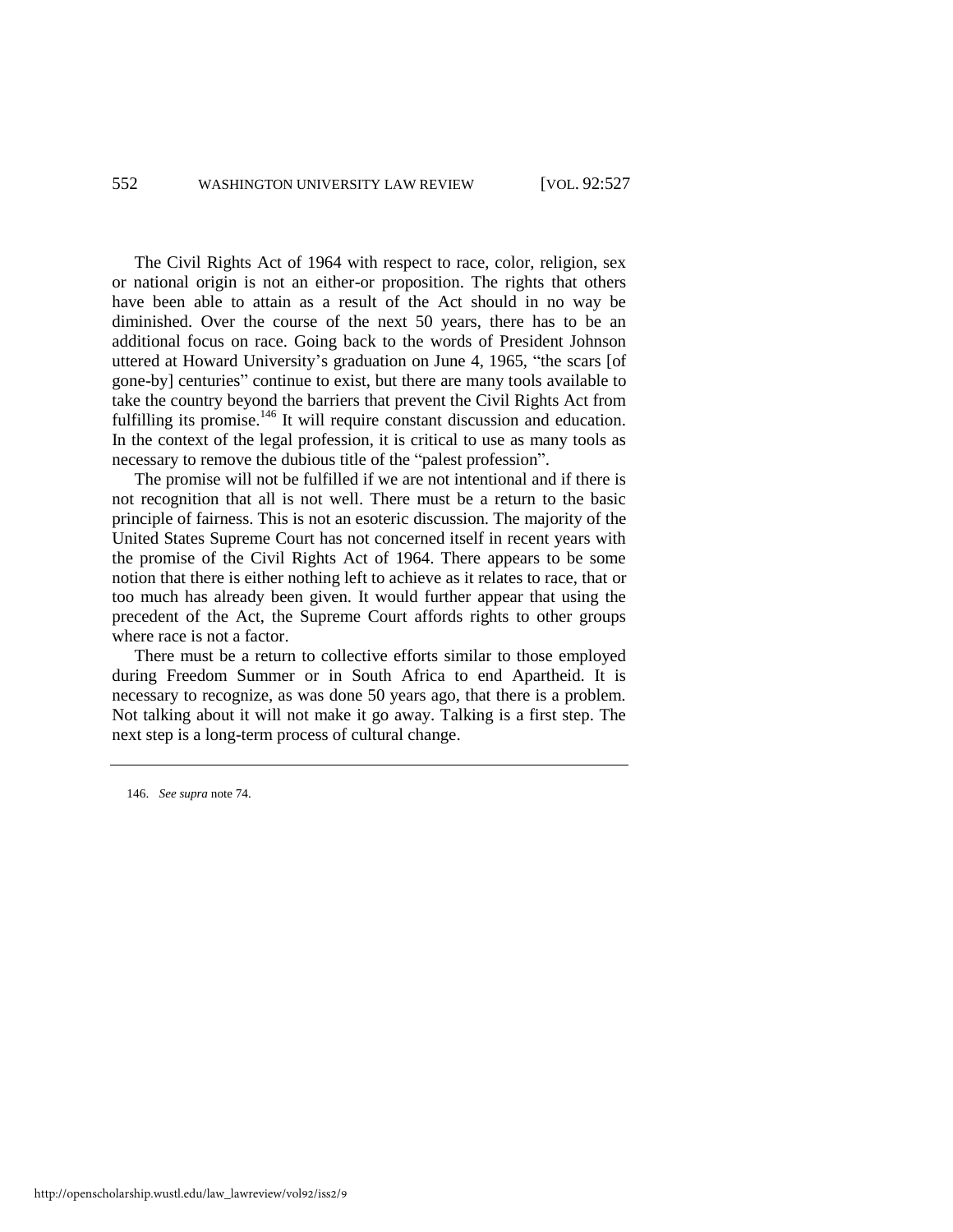The Civil Rights Act of 1964 with respect to race, color, religion, sex or national origin is not an either-or proposition. The rights that others have been able to attain as a result of the Act should in no way be diminished. Over the course of the next 50 years, there has to be an additional focus on race. Going back to the words of President Johnson uttered at Howard University's graduation on June 4, 1965, "the scars [of gone-by] centuries" continue to exist, but there are many tools available to take the country beyond the barriers that prevent the Civil Rights Act from fulfilling its promise.[146] It will require constant discussion and education. In the context of the legal profession, it is critical to use as many tools as necessary to remove the dubious title of the "palest profession".

The promise will not be fulfilled if we are not intentional and if there is not recognition that all is not well. There must be a return to the basic principle of fairness. This is not an esoteric discussion. The majority of the United States Supreme Court has not concerned itself in recent years with the promise of the Civil Rights Act of 1964. There appears to be some notion that there is either nothing left to achieve as it relates to race, that or too much has already been given. It would further appear that using the precedent of the Act, the Supreme Court affords rights to other groups where race is not a factor.

There must be a return to collective efforts similar to those employed during Freedom Summer or in South Africa to end Apartheid. It is necessary to recognize, as was done 50 years ago, that there is a problem. Not talking about it will not make it go away. Talking is a first step. The next step is a long-term process of cultural change.

---

146. *See supra* note 74.